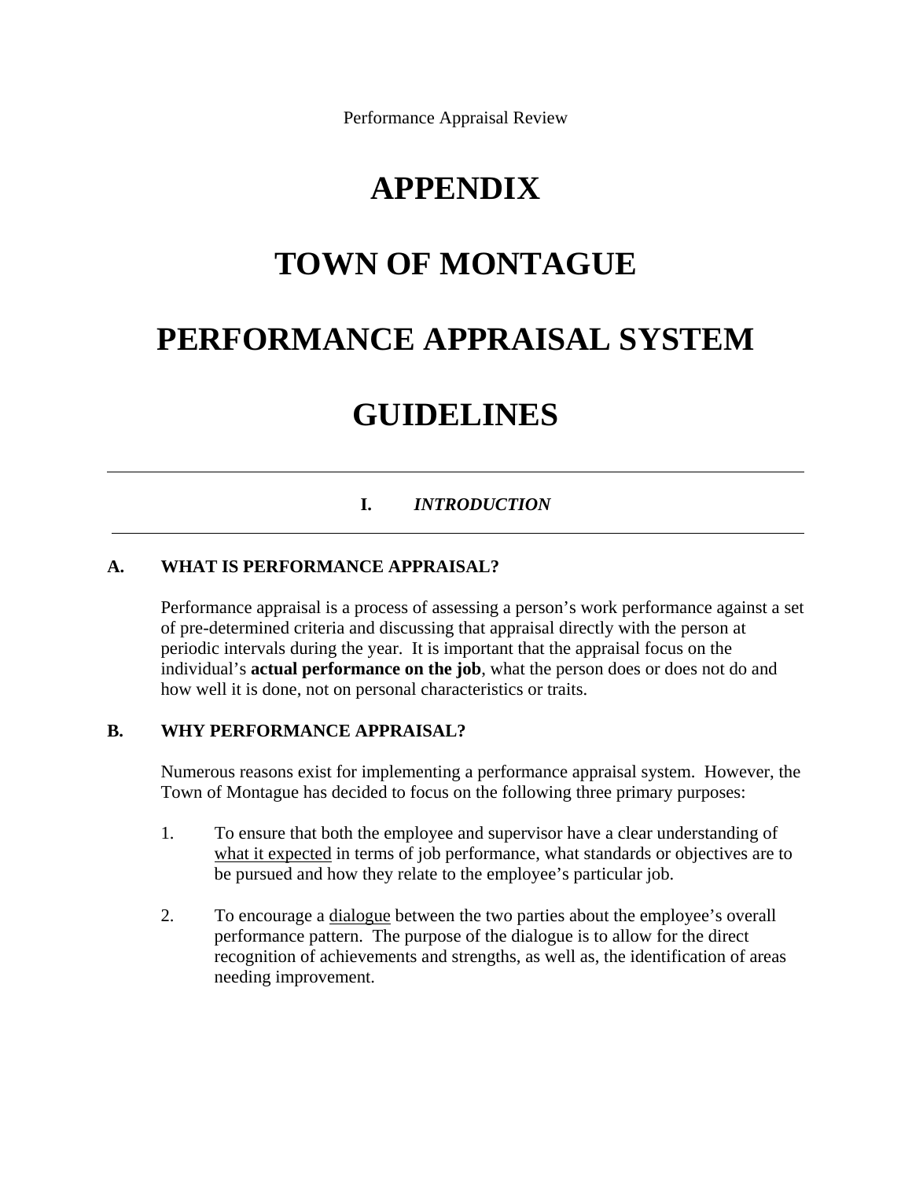Performance Appraisal Review

# APPENDIX

# TOWN OF MONTAGUE

# PERFORMANCE APPRAISAL SYSTEM

# GUIDELINES

---

## I. *INTRODUCTION*

---

### A. WHAT IS PERFORMANCE APPRAISAL?

Performance appraisal is a process of assessing a person's work performance against a set of pre-determined criteria and discussing that appraisal directly with the person at periodic intervals during the year. It is important that the appraisal focus on the individual's **actual performance on the job**, what the person does or does not do and how well it is done, not on personal characteristics or traits.

### B. WHY PERFORMANCE APPRAISAL?

Numerous reasons exist for implementing a performance appraisal system. However, the Town of Montague has decided to focus on the following three primary purposes:

1. To ensure that both the employee and supervisor have a clear understanding of <u>what it expected</u> in terms of job performance, what standards or objectives are to be pursued and how they relate to the employee's particular job.

2. To encourage a <u>dialogue</u> between the two parties about the employee's overall performance pattern. The purpose of the dialogue is to allow for the direct recognition of achievements and strengths, as well as, the identification of areas needing improvement.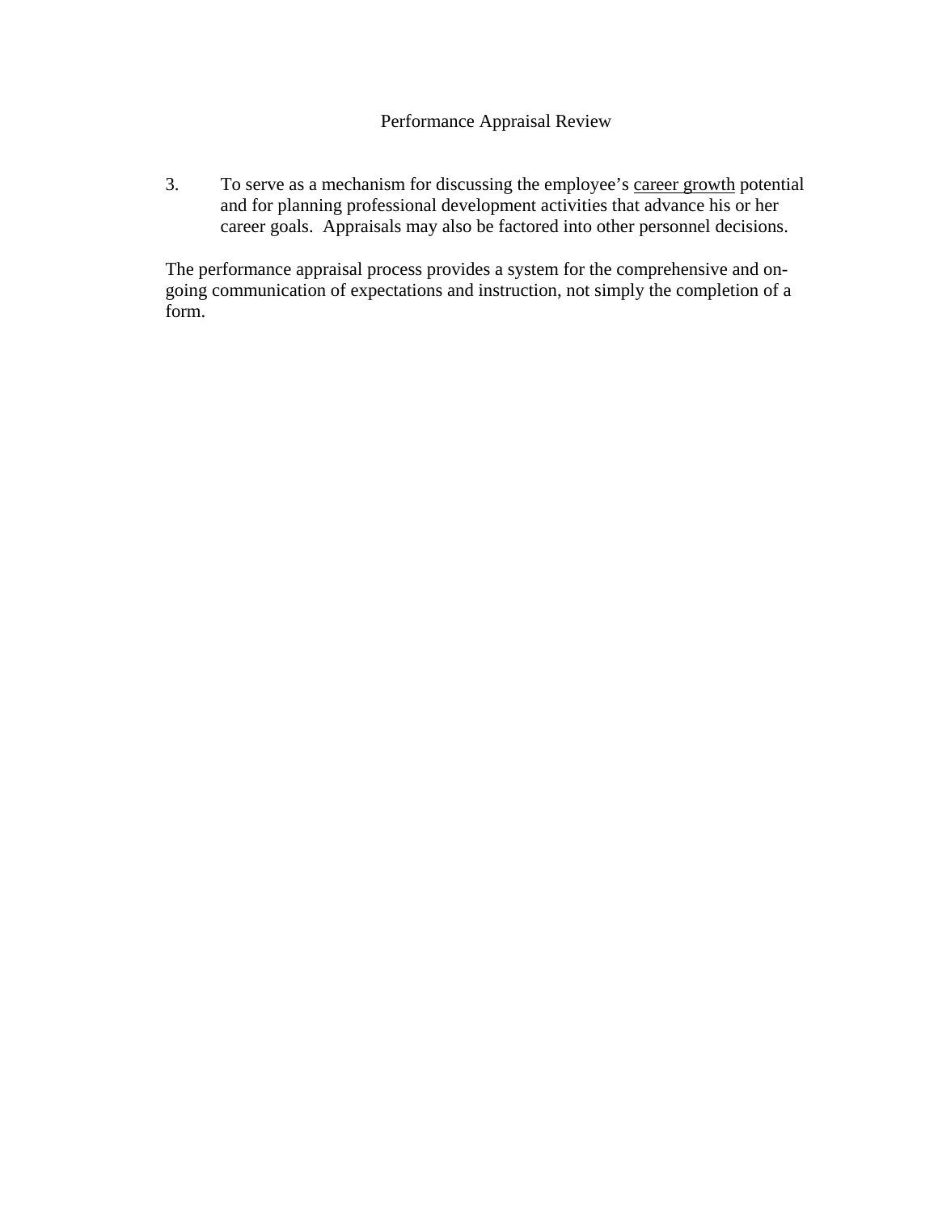3. To serve as a mechanism for discussing the employee's career growth potential and for planning professional development activities that advance his or her career goals. Appraisals may also be factored into other personnel decisions.

The performance appraisal process provides a system for the comprehensive and on-going communication of expectations and instruction, not simply the completion of a form.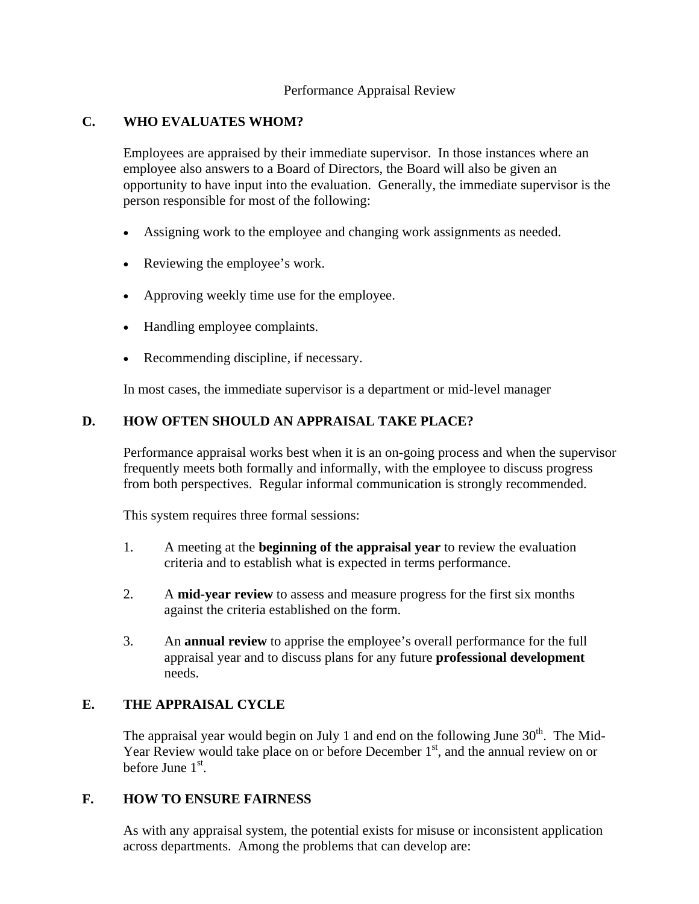Performance Appraisal Review

## C. WHO EVALUATES WHOM?

Employees are appraised by their immediate supervisor. In those instances where an employee also answers to a Board of Directors, the Board will also be given an opportunity to have input into the evaluation. Generally, the immediate supervisor is the person responsible for most of the following:

- Assigning work to the employee and changing work assignments as needed.
- Reviewing the employee's work.
- Approving weekly time use for the employee.
- Handling employee complaints.
- Recommending discipline, if necessary.

In most cases, the immediate supervisor is a department or mid-level manager

## D. HOW OFTEN SHOULD AN APPRAISAL TAKE PLACE?

Performance appraisal works best when it is an on-going process and when the supervisor frequently meets both formally and informally, with the employee to discuss progress from both perspectives. Regular informal communication is strongly recommended.

This system requires three formal sessions:

1. A meeting at the **beginning of the appraisal year** to review the evaluation criteria and to establish what is expected in terms performance.
2. A **mid-year review** to assess and measure progress for the first six months against the criteria established on the form.
3. An **annual review** to apprise the employee's overall performance for the full appraisal year and to discuss plans for any future **professional development** needs.

## E. THE APPRAISAL CYCLE

The appraisal year would begin on July 1 and end on the following June 30th. The Mid-Year Review would take place on or before December 1st, and the annual review on or before June 1st.

## F. HOW TO ENSURE FAIRNESS

As with any appraisal system, the potential exists for misuse or inconsistent application across departments. Among the problems that can develop are: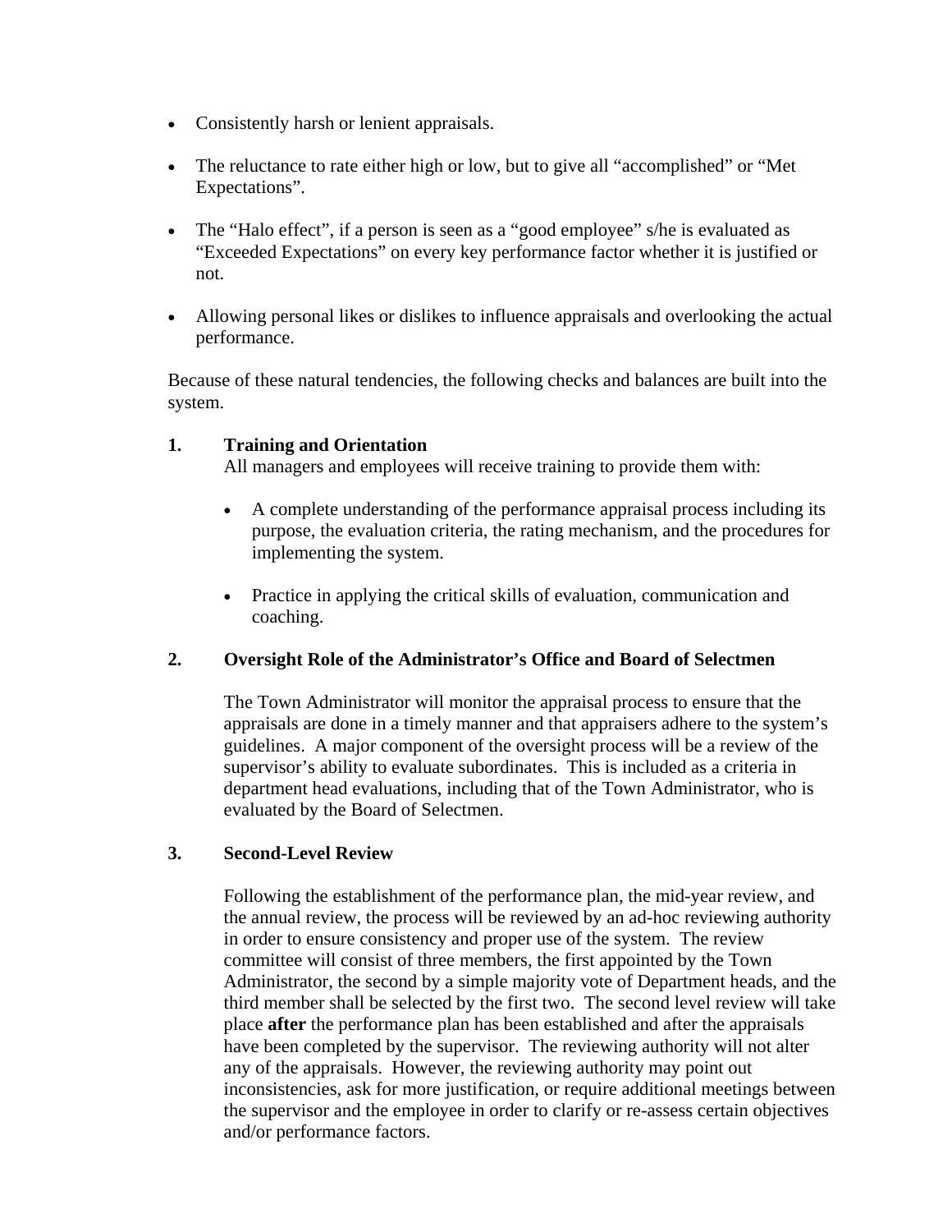- Consistently harsh or lenient appraisals.

- The reluctance to rate either high or low, but to give all "accomplished" or "Met Expectations".

- The "Halo effect", if a person is seen as a "good employee" s/he is evaluated as "Exceeded Expectations" on every key performance factor whether it is justified or not.

- Allowing personal likes or dislikes to influence appraisals and overlooking the actual performance.

Because of these natural tendencies, the following checks and balances are built into the system.

**1. Training and Orientation**

All managers and employees will receive training to provide them with:

- A complete understanding of the performance appraisal process including its purpose, the evaluation criteria, the rating mechanism, and the procedures for implementing the system.

- Practice in applying the critical skills of evaluation, communication and coaching.

**2. Oversight Role of the Administrator's Office and Board of Selectmen**

The Town Administrator will monitor the appraisal process to ensure that the appraisals are done in a timely manner and that appraisers adhere to the system's guidelines. A major component of the oversight process will be a review of the supervisor's ability to evaluate subordinates. This is included as a criteria in department head evaluations, including that of the Town Administrator, who is evaluated by the Board of Selectmen.

**3. Second-Level Review**

Following the establishment of the performance plan, the mid-year review, and the annual review, the process will be reviewed by an ad-hoc reviewing authority in order to ensure consistency and proper use of the system. The review committee will consist of three members, the first appointed by the Town Administrator, the second by a simple majority vote of Department heads, and the third member shall be selected by the first two. The second level review will take place **after** the performance plan has been established and after the appraisals have been completed by the supervisor. The reviewing authority will not alter any of the appraisals. However, the reviewing authority may point out inconsistencies, ask for more justification, or require additional meetings between the supervisor and the employee in order to clarify or re-assess certain objectives and/or performance factors.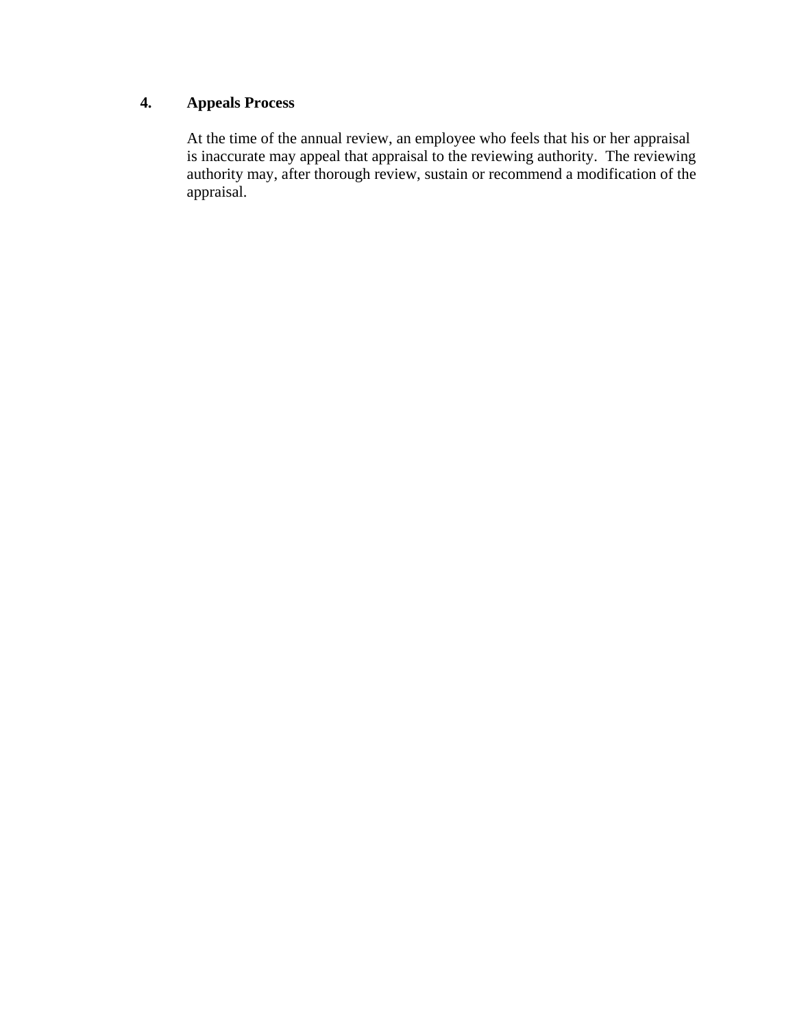**4. Appeals Process**

At the time of the annual review, an employee who feels that his or her appraisal is inaccurate may appeal that appraisal to the reviewing authority. The reviewing authority may, after thorough review, sustain or recommend a modification of the appraisal.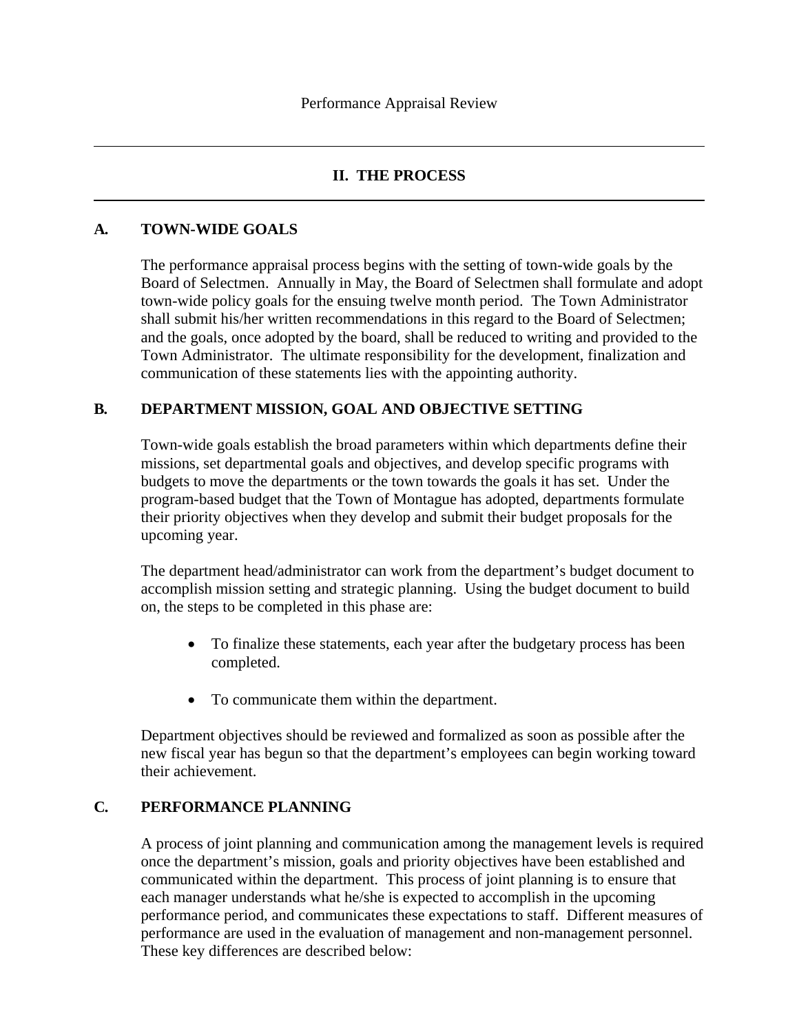## II. THE PROCESS

### A. TOWN-WIDE GOALS

The performance appraisal process begins with the setting of town-wide goals by the Board of Selectmen. Annually in May, the Board of Selectmen shall formulate and adopt town-wide policy goals for the ensuing twelve month period. The Town Administrator shall submit his/her written recommendations in this regard to the Board of Selectmen; and the goals, once adopted by the board, shall be reduced to writing and provided to the Town Administrator. The ultimate responsibility for the development, finalization and communication of these statements lies with the appointing authority.

### B. DEPARTMENT MISSION, GOAL AND OBJECTIVE SETTING

Town-wide goals establish the broad parameters within which departments define their missions, set departmental goals and objectives, and develop specific programs with budgets to move the departments or the town towards the goals it has set. Under the program-based budget that the Town of Montague has adopted, departments formulate their priority objectives when they develop and submit their budget proposals for the upcoming year.

The department head/administrator can work from the department's budget document to accomplish mission setting and strategic planning. Using the budget document to build on, the steps to be completed in this phase are:

- To finalize these statements, each year after the budgetary process has been completed.
- To communicate them within the department.

Department objectives should be reviewed and formalized as soon as possible after the new fiscal year has begun so that the department's employees can begin working toward their achievement.

### C. PERFORMANCE PLANNING

A process of joint planning and communication among the management levels is required once the department's mission, goals and priority objectives have been established and communicated within the department. This process of joint planning is to ensure that each manager understands what he/she is expected to accomplish in the upcoming performance period, and communicates these expectations to staff. Different measures of performance are used in the evaluation of management and non-management personnel. These key differences are described below: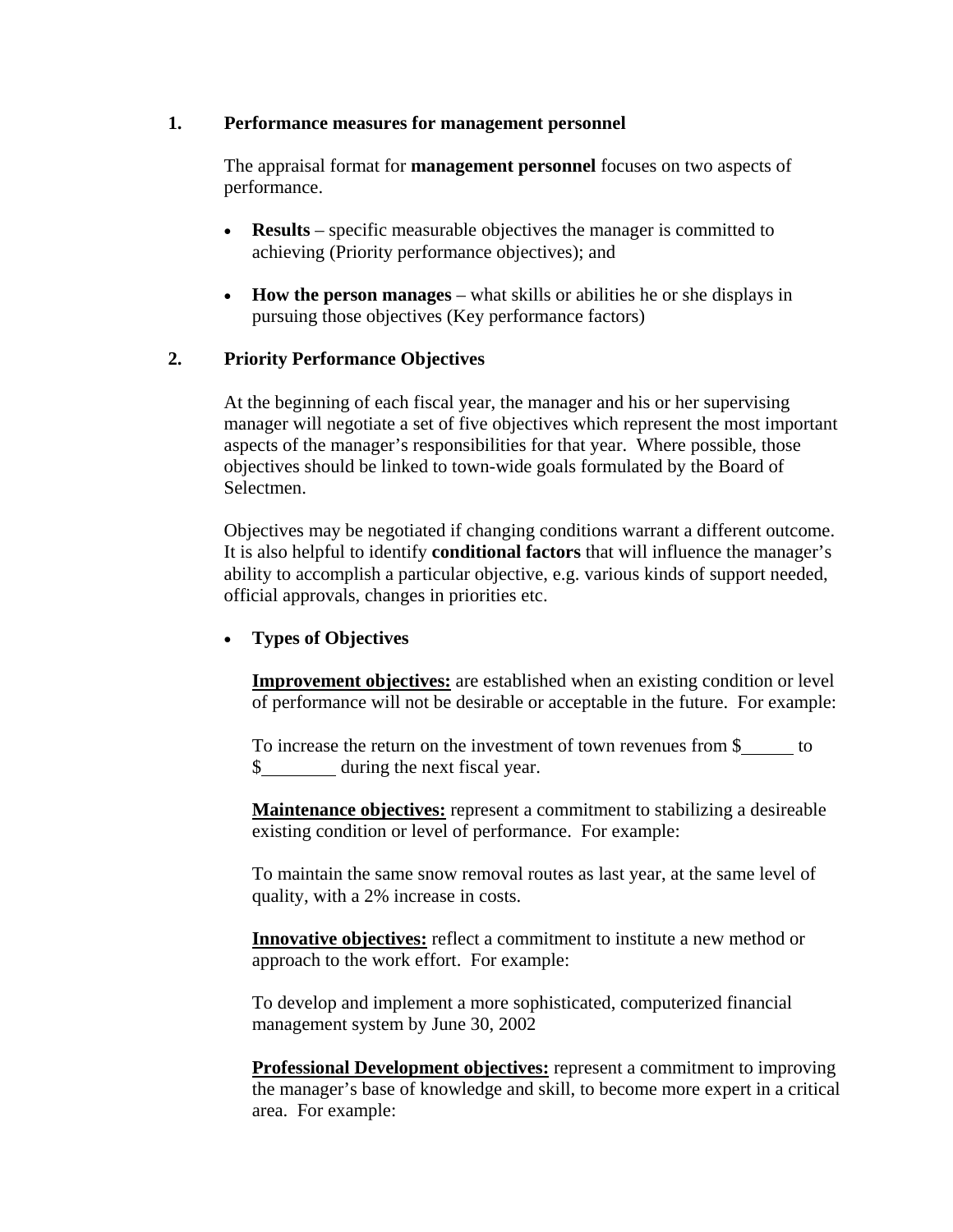## 1. Performance measures for management personnel

The appraisal format for **management personnel** focuses on two aspects of performance.

- **Results** – specific measurable objectives the manager is committed to achieving (Priority performance objectives); and
- **How the person manages** – what skills or abilities he or she displays in pursuing those objectives (Key performance factors)

## 2. Priority Performance Objectives

At the beginning of each fiscal year, the manager and his or her supervising manager will negotiate a set of five objectives which represent the most important aspects of the manager's responsibilities for that year. Where possible, those objectives should be linked to town-wide goals formulated by the Board of Selectmen.

Objectives may be negotiated if changing conditions warrant a different outcome. It is also helpful to identify **conditional factors** that will influence the manager's ability to accomplish a particular objective, e.g. various kinds of support needed, official approvals, changes in priorities etc.

- **Types of Objectives**

  **<u>Improvement objectives:</u>** are established when an existing condition or level of performance will not be desirable or acceptable in the future. For example:

  To increase the return on the investment of town revenues from $\_\_\_\_\_\_ to $\_\_\_\_\_\_\_\_ during the next fiscal year.

  **<u>Maintenance objectives:</u>** represent a commitment to stabilizing a desireable existing condition or level of performance. For example:

  To maintain the same snow removal routes as last year, at the same level of quality, with a 2% increase in costs.

  **<u>Innovative objectives:</u>** reflect a commitment to institute a new method or approach to the work effort. For example:

  To develop and implement a more sophisticated, computerized financial management system by June 30, 2002

  **<u>Professional Development objectives:</u>** represent a commitment to improving the manager's base of knowledge and skill, to become more expert in a critical area. For example: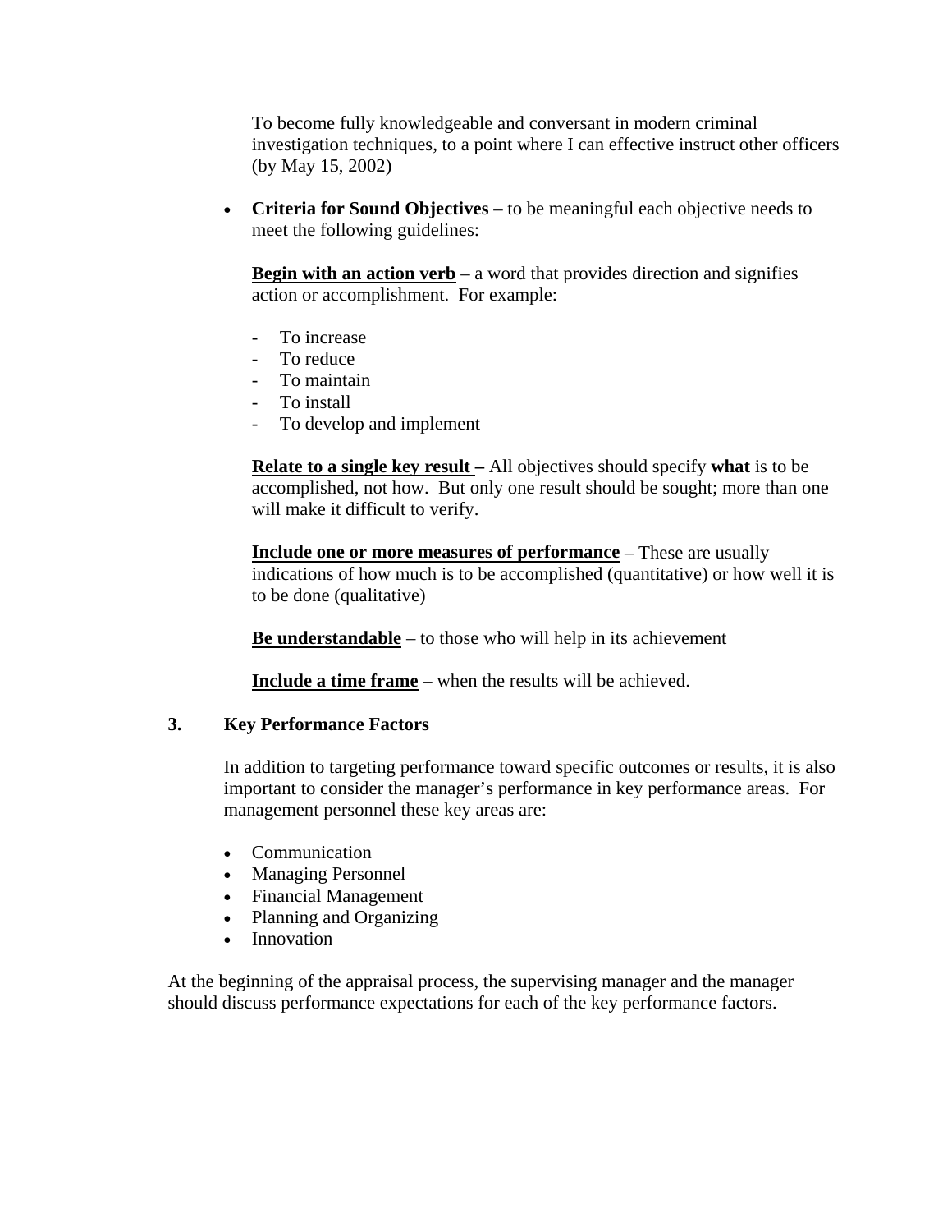To become fully knowledgeable and conversant in modern criminal investigation techniques, to a point where I can effective instruct other officers (by May 15, 2002)

- **Criteria for Sound Objectives** – to be meaningful each objective needs to meet the following guidelines:

  **<u>Begin with an action verb</u>** – a word that provides direction and signifies action or accomplishment. For example:

  - To increase
  - To reduce
  - To maintain
  - To install
  - To develop and implement

  **<u>Relate to a single key result</u> –** All objectives should specify **what** is to be accomplished, not how. But only one result should be sought; more than one will make it difficult to verify.

  **<u>Include one or more measures of performance</u>** – These are usually indications of how much is to be accomplished (quantitative) or how well it is to be done (qualitative)

  **<u>Be understandable</u>** – to those who will help in its achievement

  **<u>Include a time frame</u>** – when the results will be achieved.

### 3. Key Performance Factors

In addition to targeting performance toward specific outcomes or results, it is also important to consider the manager's performance in key performance areas. For management personnel these key areas are:

- Communication
- Managing Personnel
- Financial Management
- Planning and Organizing
- Innovation

At the beginning of the appraisal process, the supervising manager and the manager should discuss performance expectations for each of the key performance factors.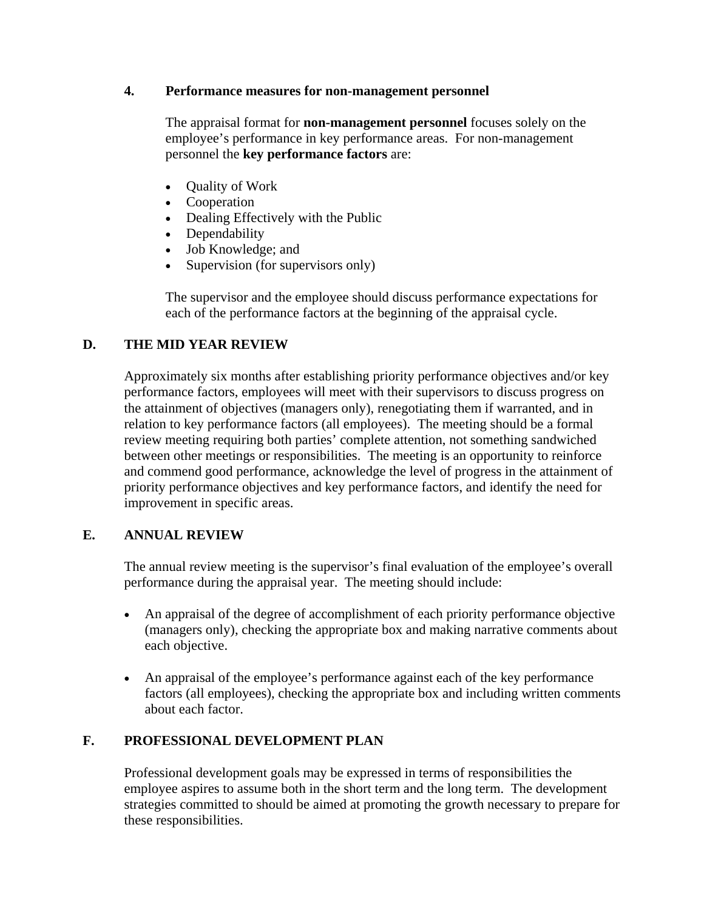### 4. Performance measures for non-management personnel

The appraisal format for **non-management personnel** focuses solely on the employee's performance in key performance areas. For non-management personnel the **key performance factors** are:

- Quality of Work
- Cooperation
- Dealing Effectively with the Public
- Dependability
- Job Knowledge; and
- Supervision (for supervisors only)

The supervisor and the employee should discuss performance expectations for each of the performance factors at the beginning of the appraisal cycle.

## D. THE MID YEAR REVIEW

Approximately six months after establishing priority performance objectives and/or key performance factors, employees will meet with their supervisors to discuss progress on the attainment of objectives (managers only), renegotiating them if warranted, and in relation to key performance factors (all employees). The meeting should be a formal review meeting requiring both parties' complete attention, not something sandwiched between other meetings or responsibilities. The meeting is an opportunity to reinforce and commend good performance, acknowledge the level of progress in the attainment of priority performance objectives and key performance factors, and identify the need for improvement in specific areas.

## E. ANNUAL REVIEW

The annual review meeting is the supervisor's final evaluation of the employee's overall performance during the appraisal year. The meeting should include:

- An appraisal of the degree of accomplishment of each priority performance objective (managers only), checking the appropriate box and making narrative comments about each objective.

- An appraisal of the employee's performance against each of the key performance factors (all employees), checking the appropriate box and including written comments about each factor.

## F. PROFESSIONAL DEVELOPMENT PLAN

Professional development goals may be expressed in terms of responsibilities the employee aspires to assume both in the short term and the long term. The development strategies committed to should be aimed at promoting the growth necessary to prepare for these responsibilities.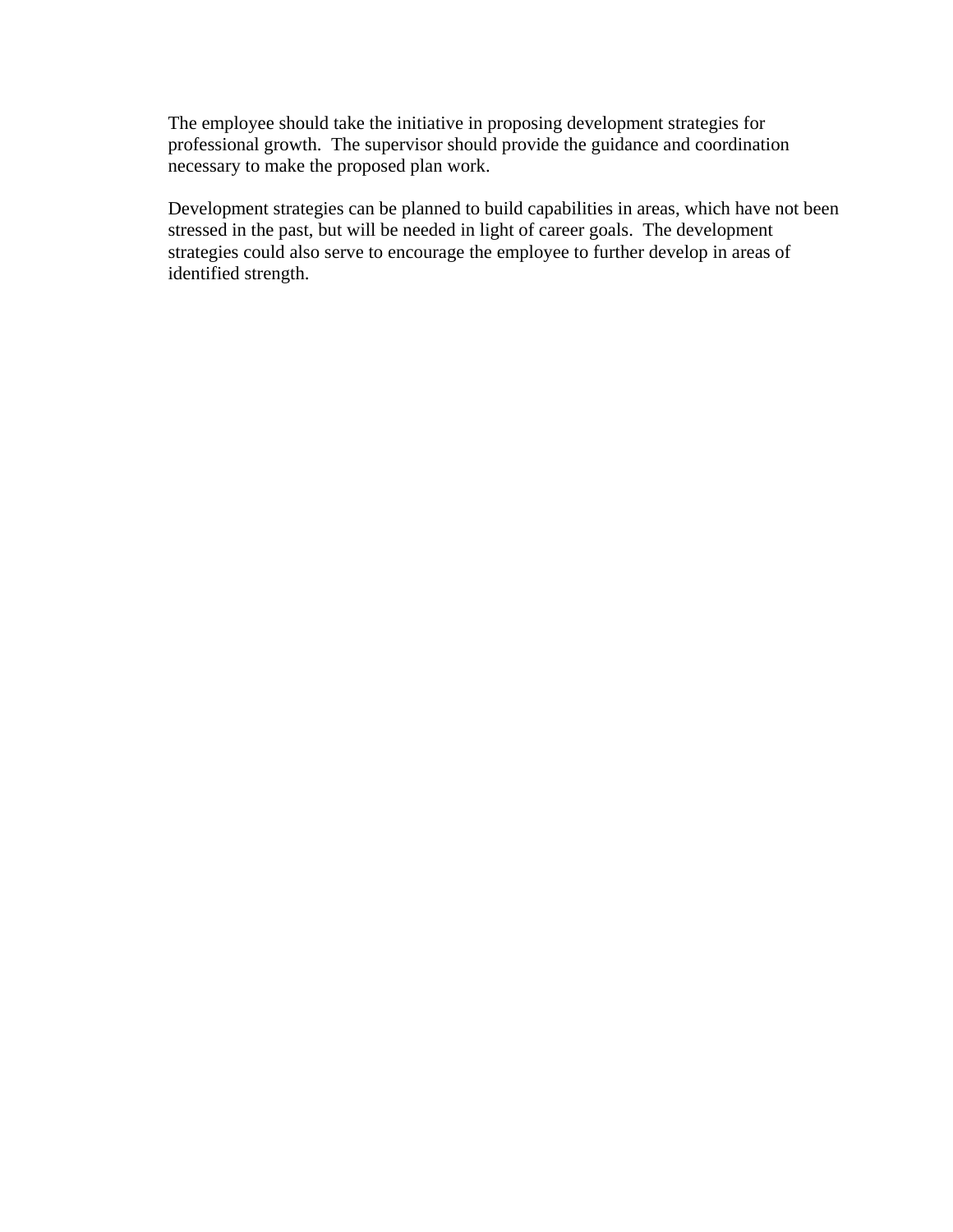The employee should take the initiative in proposing development strategies for professional growth.  The supervisor should provide the guidance and coordination necessary to make the proposed plan work.

Development strategies can be planned to build capabilities in areas, which have not been stressed in the past, but will be needed in light of career goals.  The development strategies could also serve to encourage the employee to further develop in areas of identified strength.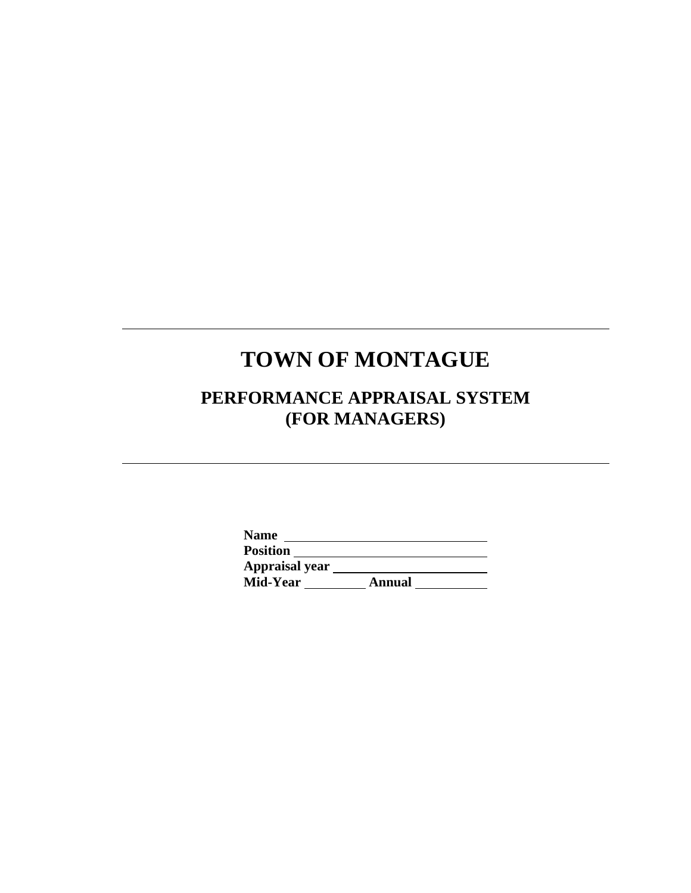---

# TOWN OF MONTAGUE

## PERFORMANCE APPRAISAL SYSTEM (FOR MANAGERS)

---

**Name** ______________________________

**Position** ______________________________

**Appraisal year** ______________________________

**Mid-Year** __________ **Annual** __________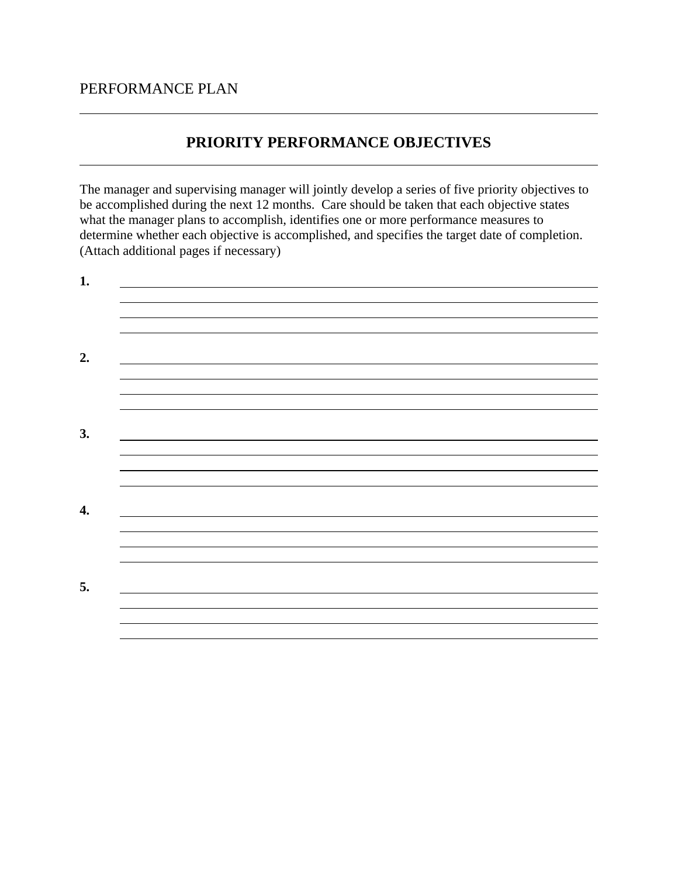PERFORMANCE PLAN

---

## PRIORITY PERFORMANCE OBJECTIVES

---

The manager and supervising manager will jointly develop a series of five priority objectives to be accomplished during the next 12 months. Care should be taken that each objective states what the manager plans to accomplish, identifies one or more performance measures to determine whether each objective is accomplished, and specifies the target date of completion. (Attach additional pages if necessary)

**1.** ______________________________________________________________

______________________________________________________________

______________________________________________________________

______________________________________________________________

**2.** ______________________________________________________________

______________________________________________________________

______________________________________________________________

______________________________________________________________

**3.** ______________________________________________________________

______________________________________________________________

______________________________________________________________

______________________________________________________________

**4.** ______________________________________________________________

______________________________________________________________

______________________________________________________________

______________________________________________________________

**5.** ______________________________________________________________

______________________________________________________________

______________________________________________________________

______________________________________________________________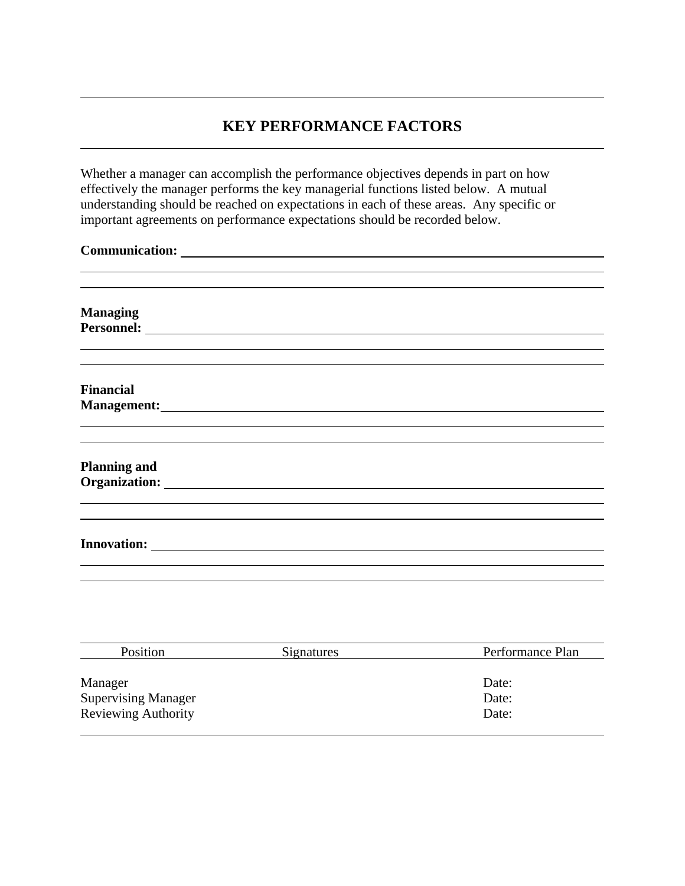## KEY PERFORMANCE FACTORS

Whether a manager can accomplish the performance objectives depends in part on how effectively the manager performs the key managerial functions listed below. A mutual understanding should be reached on expectations in each of these areas. Any specific or important agreements on performance expectations should be recorded below.

**Communication:** ______________________________________________

______________________________________________

______________________________________________

**Managing Personnel:** ______________________________________________

______________________________________________

______________________________________________

**Financial Management:** ______________________________________________

______________________________________________

______________________________________________

**Planning and Organization:** ______________________________________________

______________________________________________

______________________________________________

**Innovation:** ______________________________________________

______________________________________________

______________________________________________

| Position | Signatures | Performance Plan |
|---|---|---|
| Manager | | Date: |
| Supervising Manager | | Date: |
| Reviewing Authority | | Date: |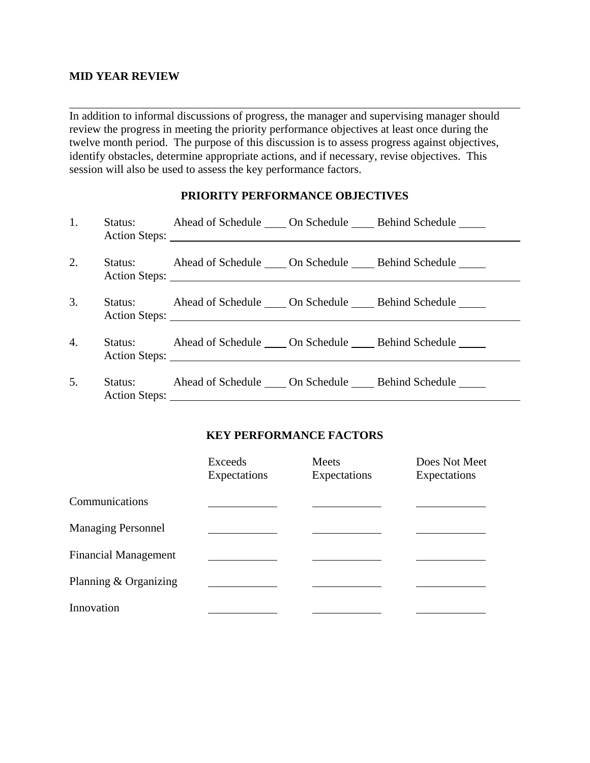**MID YEAR REVIEW**

---

In addition to informal discussions of progress, the manager and supervising manager should review the progress in meeting the priority performance objectives at least once during the twelve month period. The purpose of this discussion is to assess progress against objectives, identify obstacles, determine appropriate actions, and if necessary, revise objectives. This session will also be used to assess the key performance factors.

### PRIORITY PERFORMANCE OBJECTIVES

1. Status: Ahead of Schedule ____ On Schedule ____ Behind Schedule _____
   Action Steps: ______________________________________________________________

2. Status: Ahead of Schedule ____ On Schedule ____ Behind Schedule _____
   Action Steps: ______________________________________________________________

3. Status: Ahead of Schedule ____ On Schedule ____ Behind Schedule _____
   Action Steps: ______________________________________________________________

4. Status: Ahead of Schedule ____ On Schedule ____ Behind Schedule _____
   Action Steps: ______________________________________________________________

5. Status: Ahead of Schedule ____ On Schedule ____ Behind Schedule _____
   Action Steps: ______________________________________________________________

### KEY PERFORMANCE FACTORS

| | Exceeds Expectations | Meets Expectations | Does Not Meet Expectations |
|---|---|---|---|
| Communications | ____________ | ____________ | ____________ |
| Managing Personnel | ____________ | ____________ | ____________ |
| Financial Management | ____________ | ____________ | ____________ |
| Planning & Organizing | ____________ | ____________ | ____________ |
| Innovation | ____________ | ____________ | ____________ |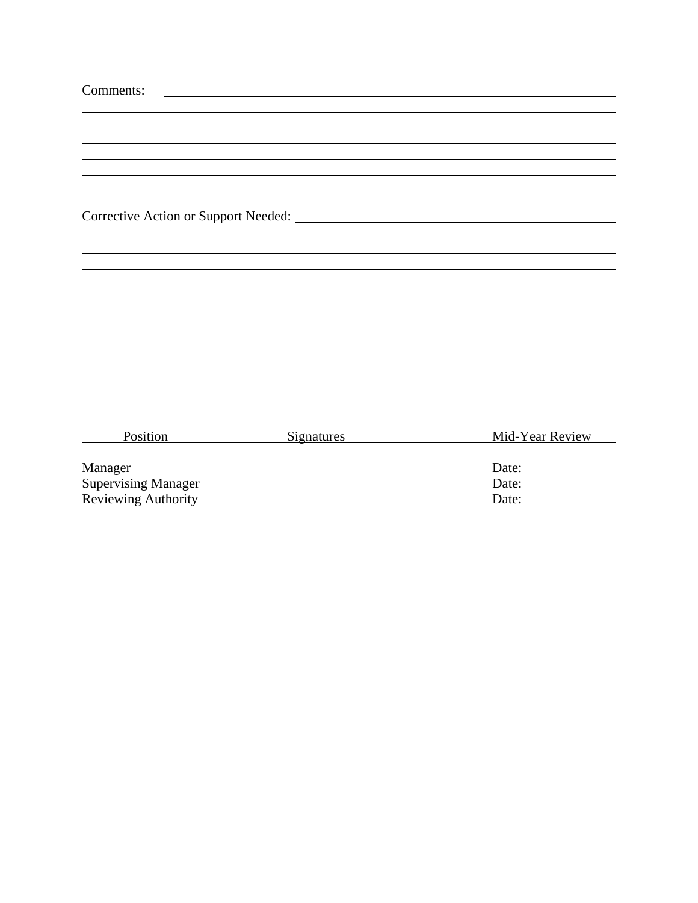Comments: ______________________________________________________________

______________________________________________________________________

______________________________________________________________________

______________________________________________________________________

______________________________________________________________________

______________________________________________________________________

______________________________________________________________________

Corrective Action or Support Needed: ______________________________________

______________________________________________________________________

______________________________________________________________________

______________________________________________________________________

| Position | Signatures | Mid-Year Review |
|---|---|---|
| Manager | | Date: |
| Supervising Manager | | Date: |
| Reviewing Authority | | Date: |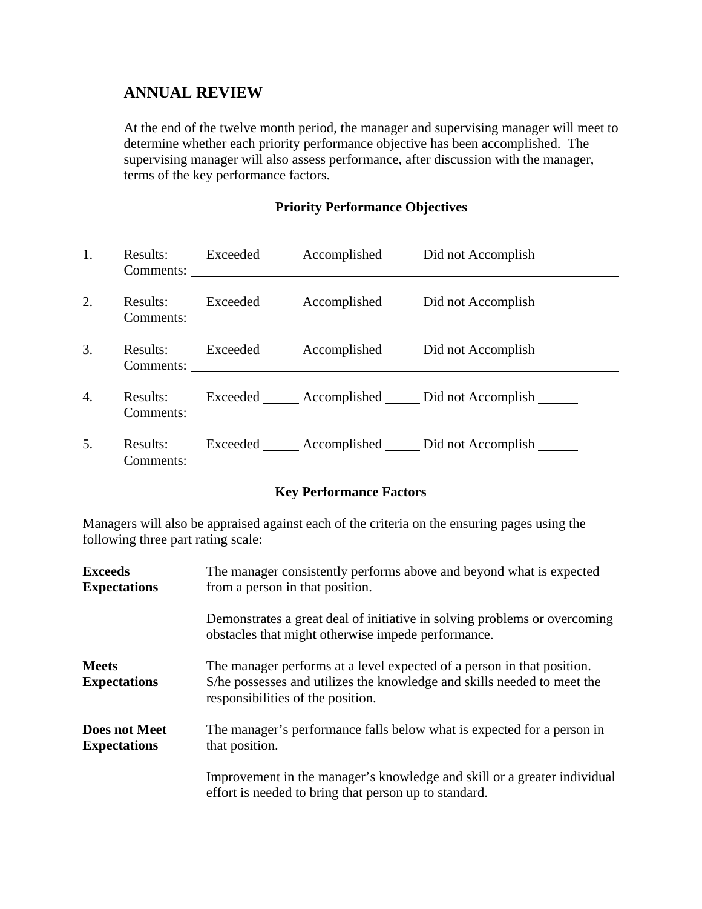## ANNUAL REVIEW

At the end of the twelve month period, the manager and supervising manager will meet to determine whether each priority performance objective has been accomplished. The supervising manager will also assess performance, after discussion with the manager, terms of the key performance factors.

### Priority Performance Objectives

1. Results: Exceeded _____ Accomplished _____ Did not Accomplish ______
   Comments: ______________________________________________________________

2. Results: Exceeded _____ Accomplished _____ Did not Accomplish ______
   Comments: ______________________________________________________________

3. Results: Exceeded _____ Accomplished _____ Did not Accomplish ______
   Comments: ______________________________________________________________

4. Results: Exceeded _____ Accomplished _____ Did not Accomplish ______
   Comments: ______________________________________________________________

5. Results: Exceeded _____ Accomplished _____ Did not Accomplish ______
   Comments: ______________________________________________________________

### Key Performance Factors

Managers will also be appraised against each of the criteria on the ensuring pages using the following three part rating scale:

**Exceeds Expectations**

The manager consistently performs above and beyond what is expected from a person in that position.

Demonstrates a great deal of initiative in solving problems or overcoming obstacles that might otherwise impede performance.

**Meets Expectations**

The manager performs at a level expected of a person in that position. S/he possesses and utilizes the knowledge and skills needed to meet the responsibilities of the position.

**Does not Meet Expectations**

The manager's performance falls below what is expected for a person in that position.

Improvement in the manager's knowledge and skill or a greater individual effort is needed to bring that person up to standard.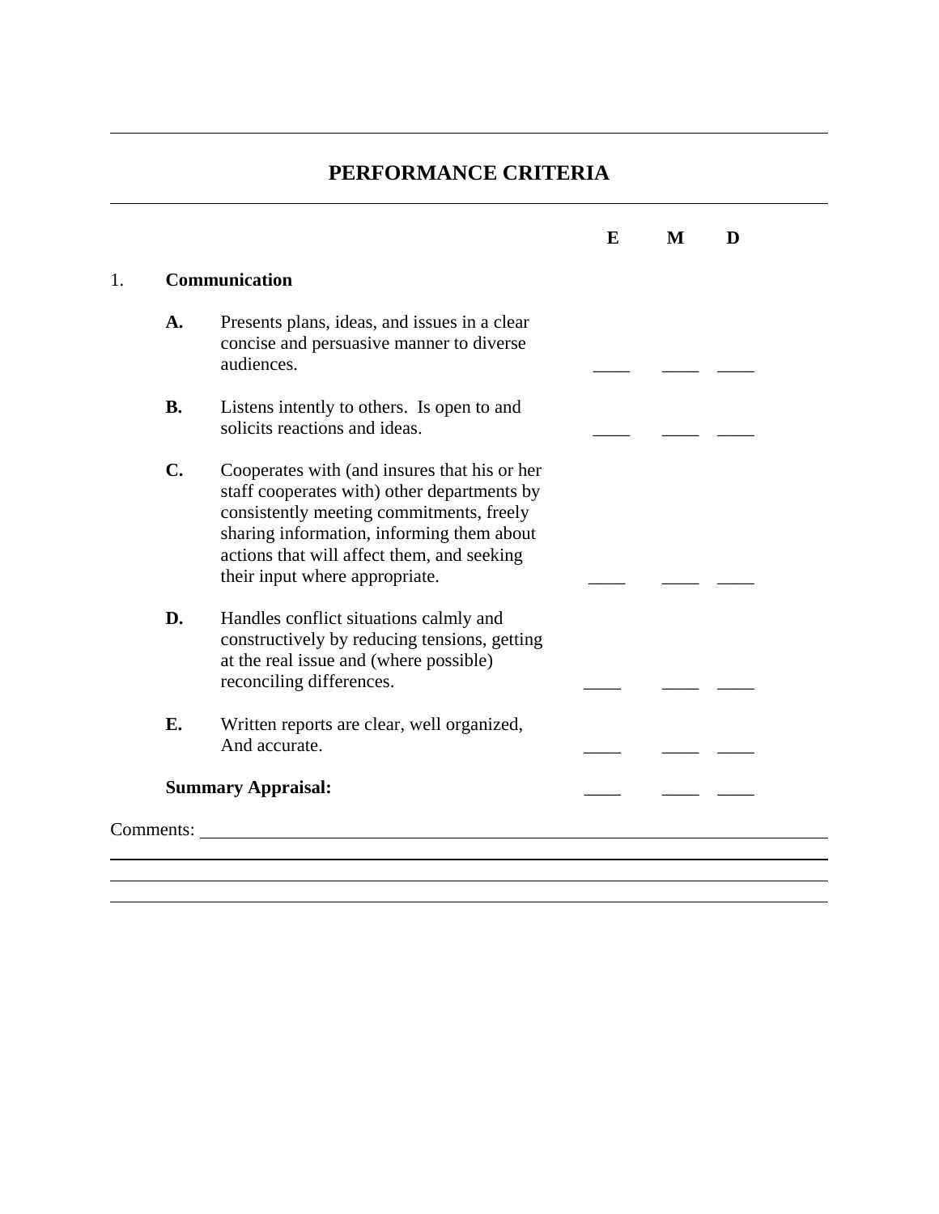# PERFORMANCE CRITERIA

| | | | E | M | D |
|---|---|---|---|---|---|
| 1. | **Communication** | | | | |
| | **A.** | Presents plans, ideas, and issues in a clear concise and persuasive manner to diverse audiences. | ____ | ____ | ____ |
| | **B.** | Listens intently to others. Is open to and solicits reactions and ideas. | ____ | ____ | ____ |
| | **C.** | Cooperates with (and insures that his or her staff cooperates with) other departments by consistently meeting commitments, freely sharing information, informing them about actions that will affect them, and seeking their input where appropriate. | ____ | ____ | ____ |
| | **D.** | Handles conflict situations calmly and constructively by reducing tensions, getting at the real issue and (where possible) reconciling differences. | ____ | ____ | ____ |
| | **E.** | Written reports are clear, well organized, And accurate. | ____ | ____ | ____ |
| | **Summary Appraisal:** | | ____ | ____ | ____ |

Comments: ______________________________________________________________

________________________________________________________________________

________________________________________________________________________

________________________________________________________________________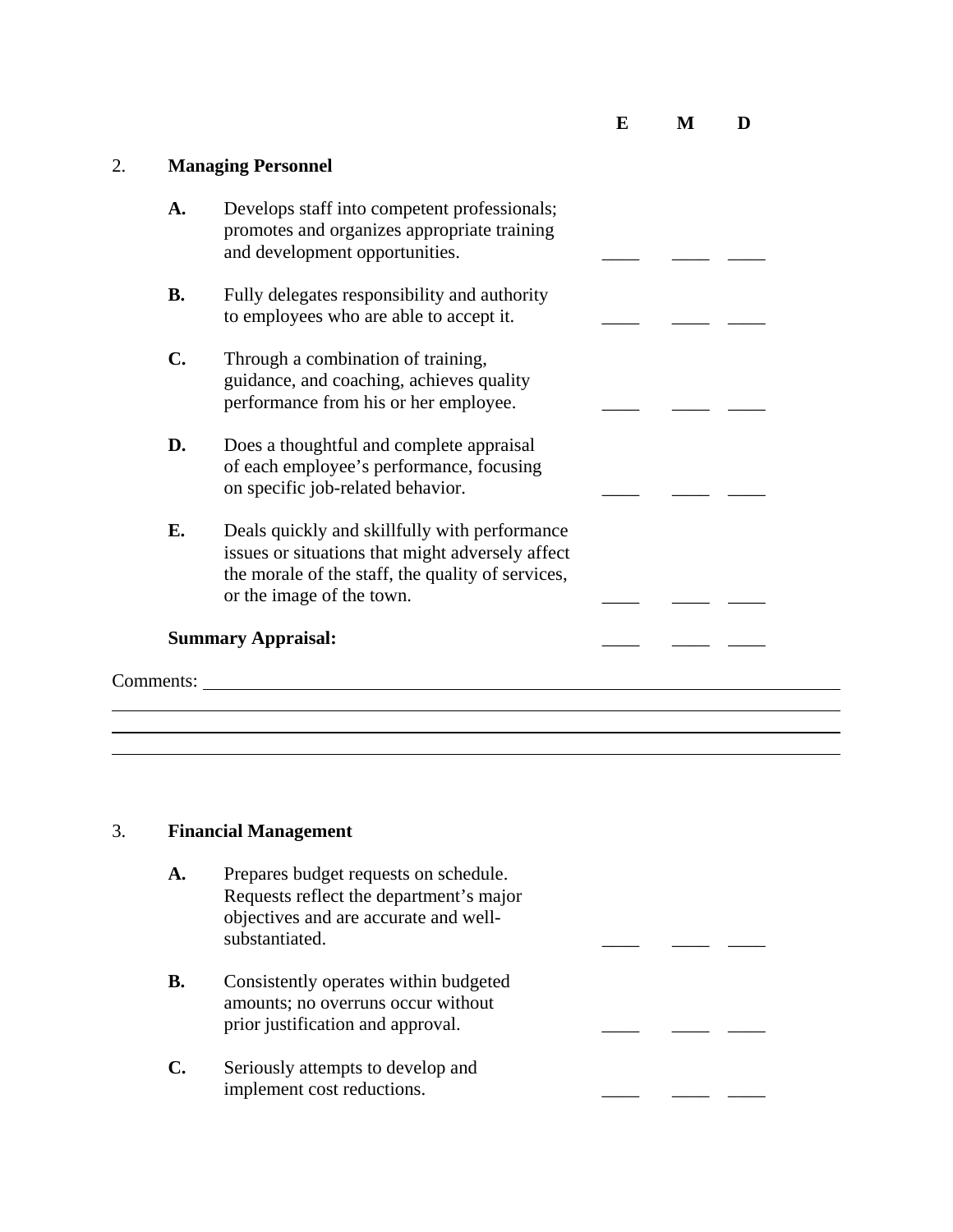## 2. Managing Personnel

| | | E | M | D |
|---|---|---|---|---|
| **A.** | Develops staff into competent professionals; promotes and organizes appropriate training and development opportunities. | ____ | ____ | ____ |
| **B.** | Fully delegates responsibility and authority to employees who are able to accept it. | ____ | ____ | ____ |
| **C.** | Through a combination of training, guidance, and coaching, achieves quality performance from his or her employee. | ____ | ____ | ____ |
| **D.** | Does a thoughtful and complete appraisal of each employee's performance, focusing on specific job-related behavior. | ____ | ____ | ____ |
| **E.** | Deals quickly and skillfully with performance issues or situations that might adversely affect the morale of the staff, the quality of services, or the image of the town. | ____ | ____ | ____ |
| **Summary Appraisal:** | | ____ | ____ | ____ |

Comments: ________________________________________________________________

__________________________________________________________________________

__________________________________________________________________________

__________________________________________________________________________

## 3. Financial Management

| | | E | M | D |
|---|---|---|---|---|
| **A.** | Prepares budget requests on schedule. Requests reflect the department's major objectives and are accurate and well-substantiated. | ____ | ____ | ____ |
| **B.** | Consistently operates within budgeted amounts; no overruns occur without prior justification and approval. | ____ | ____ | ____ |
| **C.** | Seriously attempts to develop and implement cost reductions. | ____ | ____ | ____ |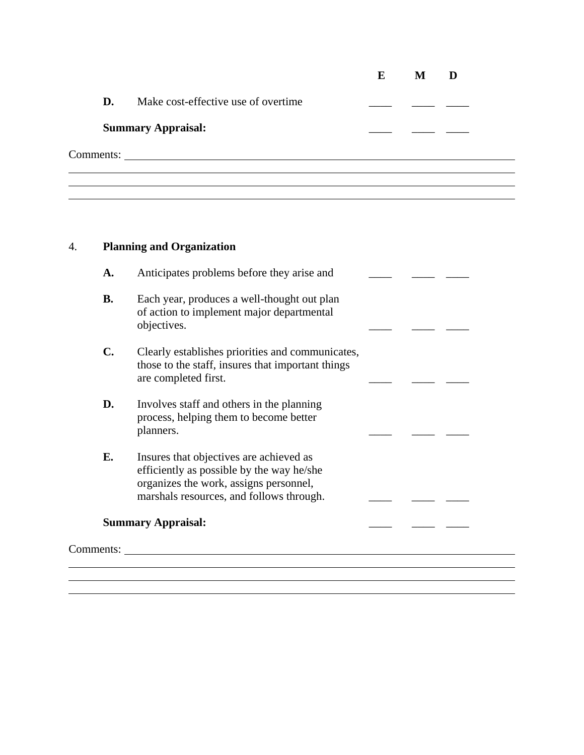| | | E | M | D |
|---|---|---|---|---|
| **D.** | Make cost-effective use of overtime | ____ | ____ | ____ |
| | **Summary Appraisal:** | ____ | ____ | ____ |

Comments: ______________________________________________________________________

______________________________________________________________________________

______________________________________________________________________________

______________________________________________________________________________

4. **Planning and Organization**

| | | E | M | D |
|---|---|---|---|---|
| **A.** | Anticipates problems before they arise and | ____ | ____ | ____ |
| **B.** | Each year, produces a well-thought out plan of action to implement major departmental objectives. | ____ | ____ | ____ |
| **C.** | Clearly establishes priorities and communicates, those to the staff, insures that important things are completed first. | ____ | ____ | ____ |
| **D.** | Involves staff and others in the planning process, helping them to become better planners. | ____ | ____ | ____ |
| **E.** | Insures that objectives are achieved as efficiently as possible by the way he/she organizes the work, assigns personnel, marshals resources, and follows through. | ____ | ____ | ____ |
| | **Summary Appraisal:** | ____ | ____ | ____ |

Comments: ______________________________________________________________________

______________________________________________________________________________

______________________________________________________________________________

______________________________________________________________________________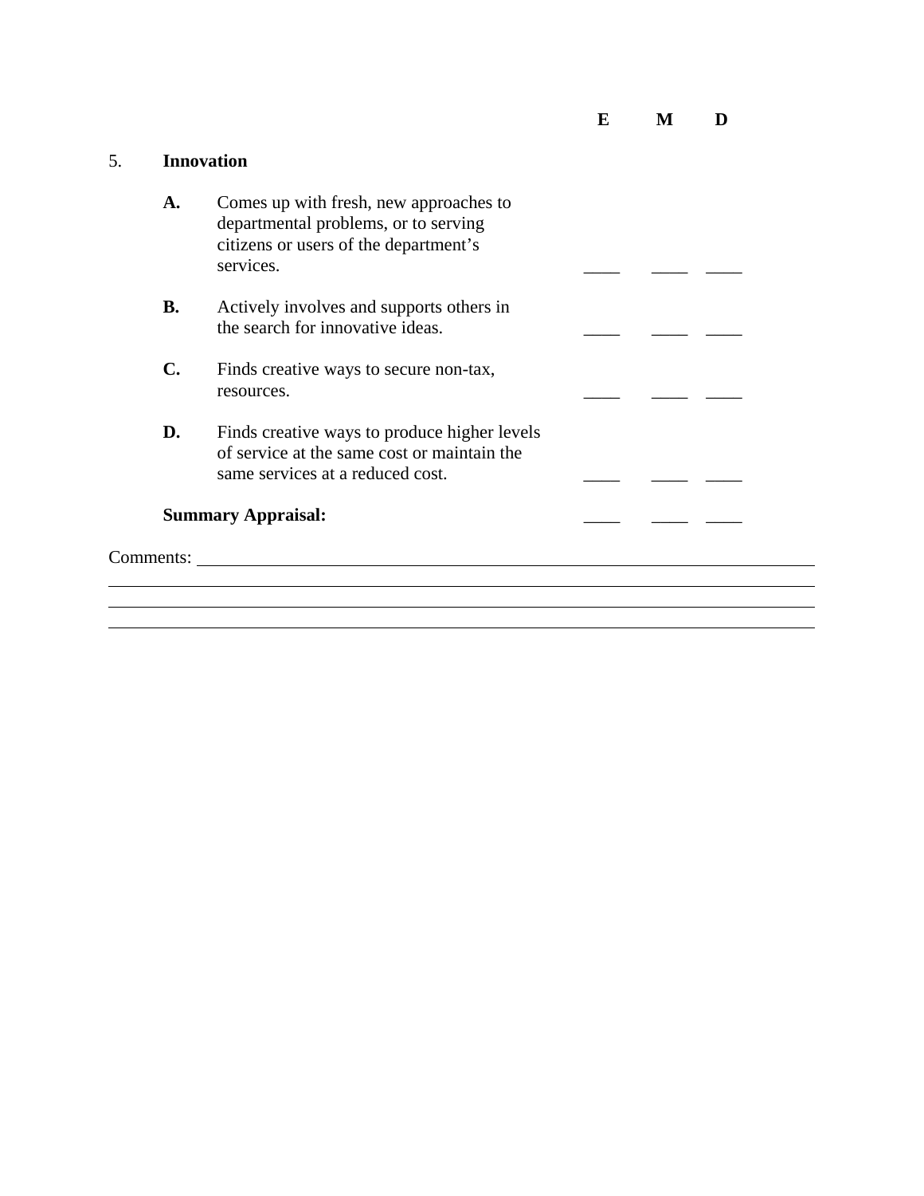| | E | M | D |
|---|---|---|---|
| **5. Innovation** | | | |
| **A.** Comes up with fresh, new approaches to departmental problems, or to serving citizens or users of the department's services. | ____ | ____ | ____ |
| **B.** Actively involves and supports others in the search for innovative ideas. | ____ | ____ | ____ |
| **C.** Finds creative ways to secure non-tax, resources. | ____ | ____ | ____ |
| **D.** Finds creative ways to produce higher levels of service at the same cost or maintain the same services at a reduced cost. | ____ | ____ | ____ |
| **Summary Appraisal:** | ____ | ____ | ____ |

Comments: ____________________________________________________________

______________________________________________________________________

______________________________________________________________________

______________________________________________________________________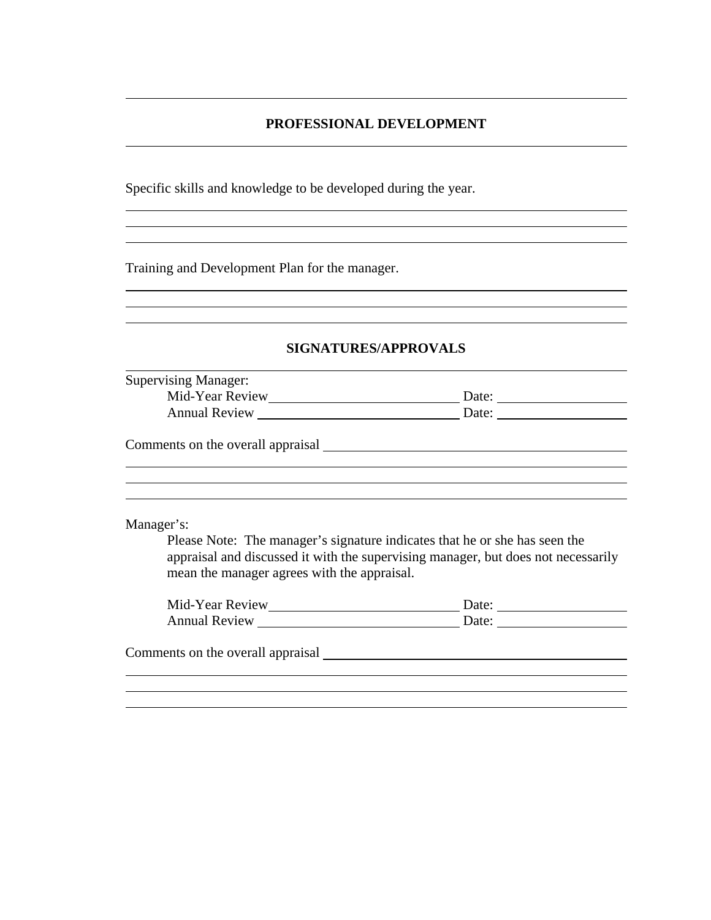## PROFESSIONAL DEVELOPMENT

Specific skills and knowledge to be developed during the year.

\_\_\_\_\_\_\_\_\_\_\_\_\_\_\_\_\_\_\_\_\_\_\_\_\_\_\_\_\_\_\_\_\_\_\_\_\_\_\_\_\_\_\_\_\_\_\_\_\_\_\_\_\_\_\_\_\_\_\_\_\_\_\_\_\_\_

\_\_\_\_\_\_\_\_\_\_\_\_\_\_\_\_\_\_\_\_\_\_\_\_\_\_\_\_\_\_\_\_\_\_\_\_\_\_\_\_\_\_\_\_\_\_\_\_\_\_\_\_\_\_\_\_\_\_\_\_\_\_\_\_\_\_

\_\_\_\_\_\_\_\_\_\_\_\_\_\_\_\_\_\_\_\_\_\_\_\_\_\_\_\_\_\_\_\_\_\_\_\_\_\_\_\_\_\_\_\_\_\_\_\_\_\_\_\_\_\_\_\_\_\_\_\_\_\_\_\_\_\_

Training and Development Plan for the manager.

\_\_\_\_\_\_\_\_\_\_\_\_\_\_\_\_\_\_\_\_\_\_\_\_\_\_\_\_\_\_\_\_\_\_\_\_\_\_\_\_\_\_\_\_\_\_\_\_\_\_\_\_\_\_\_\_\_\_\_\_\_\_\_\_\_\_

\_\_\_\_\_\_\_\_\_\_\_\_\_\_\_\_\_\_\_\_\_\_\_\_\_\_\_\_\_\_\_\_\_\_\_\_\_\_\_\_\_\_\_\_\_\_\_\_\_\_\_\_\_\_\_\_\_\_\_\_\_\_\_\_\_\_

\_\_\_\_\_\_\_\_\_\_\_\_\_\_\_\_\_\_\_\_\_\_\_\_\_\_\_\_\_\_\_\_\_\_\_\_\_\_\_\_\_\_\_\_\_\_\_\_\_\_\_\_\_\_\_\_\_\_\_\_\_\_\_\_\_\_

## SIGNATURES/APPROVALS

Supervising Manager:

Mid-Year Review \_\_\_\_\_\_\_\_\_\_\_\_\_\_\_\_\_\_\_\_\_\_\_\_\_\_\_\_ Date: \_\_\_\_\_\_\_\_\_\_\_\_\_\_\_\_\_\_

Annual Review \_\_\_\_\_\_\_\_\_\_\_\_\_\_\_\_\_\_\_\_\_\_\_\_\_\_\_\_\_\_ Date: \_\_\_\_\_\_\_\_\_\_\_\_\_\_\_\_\_\_

Comments on the overall appraisal \_\_\_\_\_\_\_\_\_\_\_\_\_\_\_\_\_\_\_\_\_\_\_\_\_\_\_\_\_\_\_\_\_\_\_\_\_\_\_\_\_\_

\_\_\_\_\_\_\_\_\_\_\_\_\_\_\_\_\_\_\_\_\_\_\_\_\_\_\_\_\_\_\_\_\_\_\_\_\_\_\_\_\_\_\_\_\_\_\_\_\_\_\_\_\_\_\_\_\_\_\_\_\_\_\_\_\_\_

\_\_\_\_\_\_\_\_\_\_\_\_\_\_\_\_\_\_\_\_\_\_\_\_\_\_\_\_\_\_\_\_\_\_\_\_\_\_\_\_\_\_\_\_\_\_\_\_\_\_\_\_\_\_\_\_\_\_\_\_\_\_\_\_\_\_

\_\_\_\_\_\_\_\_\_\_\_\_\_\_\_\_\_\_\_\_\_\_\_\_\_\_\_\_\_\_\_\_\_\_\_\_\_\_\_\_\_\_\_\_\_\_\_\_\_\_\_\_\_\_\_\_\_\_\_\_\_\_\_\_\_\_

Manager's:

Please Note: The manager's signature indicates that he or she has seen the appraisal and discussed it with the supervising manager, but does not necessarily mean the manager agrees with the appraisal.

Mid-Year Review \_\_\_\_\_\_\_\_\_\_\_\_\_\_\_\_\_\_\_\_\_\_\_\_\_\_\_\_ Date: \_\_\_\_\_\_\_\_\_\_\_\_\_\_\_\_\_\_

Annual Review \_\_\_\_\_\_\_\_\_\_\_\_\_\_\_\_\_\_\_\_\_\_\_\_\_\_\_\_\_\_ Date: \_\_\_\_\_\_\_\_\_\_\_\_\_\_\_\_\_\_

Comments on the overall appraisal \_\_\_\_\_\_\_\_\_\_\_\_\_\_\_\_\_\_\_\_\_\_\_\_\_\_\_\_\_\_\_\_\_\_\_\_\_\_\_\_\_\_

\_\_\_\_\_\_\_\_\_\_\_\_\_\_\_\_\_\_\_\_\_\_\_\_\_\_\_\_\_\_\_\_\_\_\_\_\_\_\_\_\_\_\_\_\_\_\_\_\_\_\_\_\_\_\_\_\_\_\_\_\_\_\_\_\_\_

\_\_\_\_\_\_\_\_\_\_\_\_\_\_\_\_\_\_\_\_\_\_\_\_\_\_\_\_\_\_\_\_\_\_\_\_\_\_\_\_\_\_\_\_\_\_\_\_\_\_\_\_\_\_\_\_\_\_\_\_\_\_\_\_\_\_

\_\_\_\_\_\_\_\_\_\_\_\_\_\_\_\_\_\_\_\_\_\_\_\_\_\_\_\_\_\_\_\_\_\_\_\_\_\_\_\_\_\_\_\_\_\_\_\_\_\_\_\_\_\_\_\_\_\_\_\_\_\_\_\_\_\_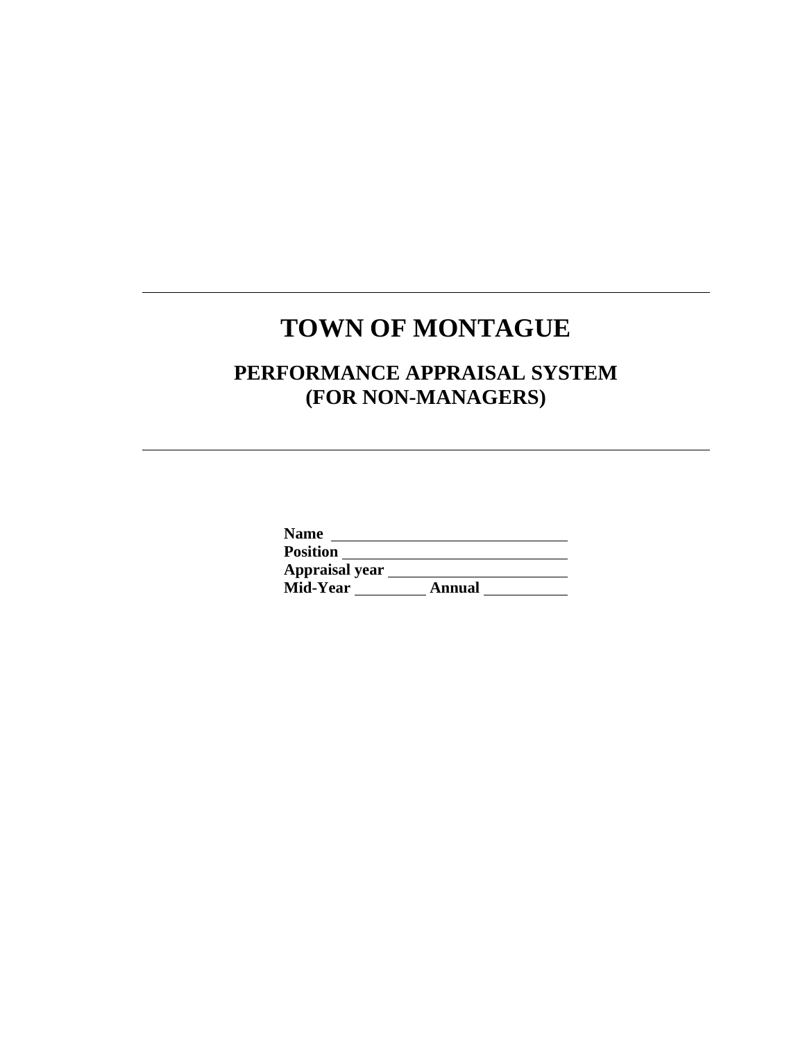---

# TOWN OF MONTAGUE

## PERFORMANCE APPRAISAL SYSTEM
## (FOR NON-MANAGERS)

---

**Name** ______________________________

**Position** ____________________________

**Appraisal year** _______________________

**Mid-Year** _________ **Annual** __________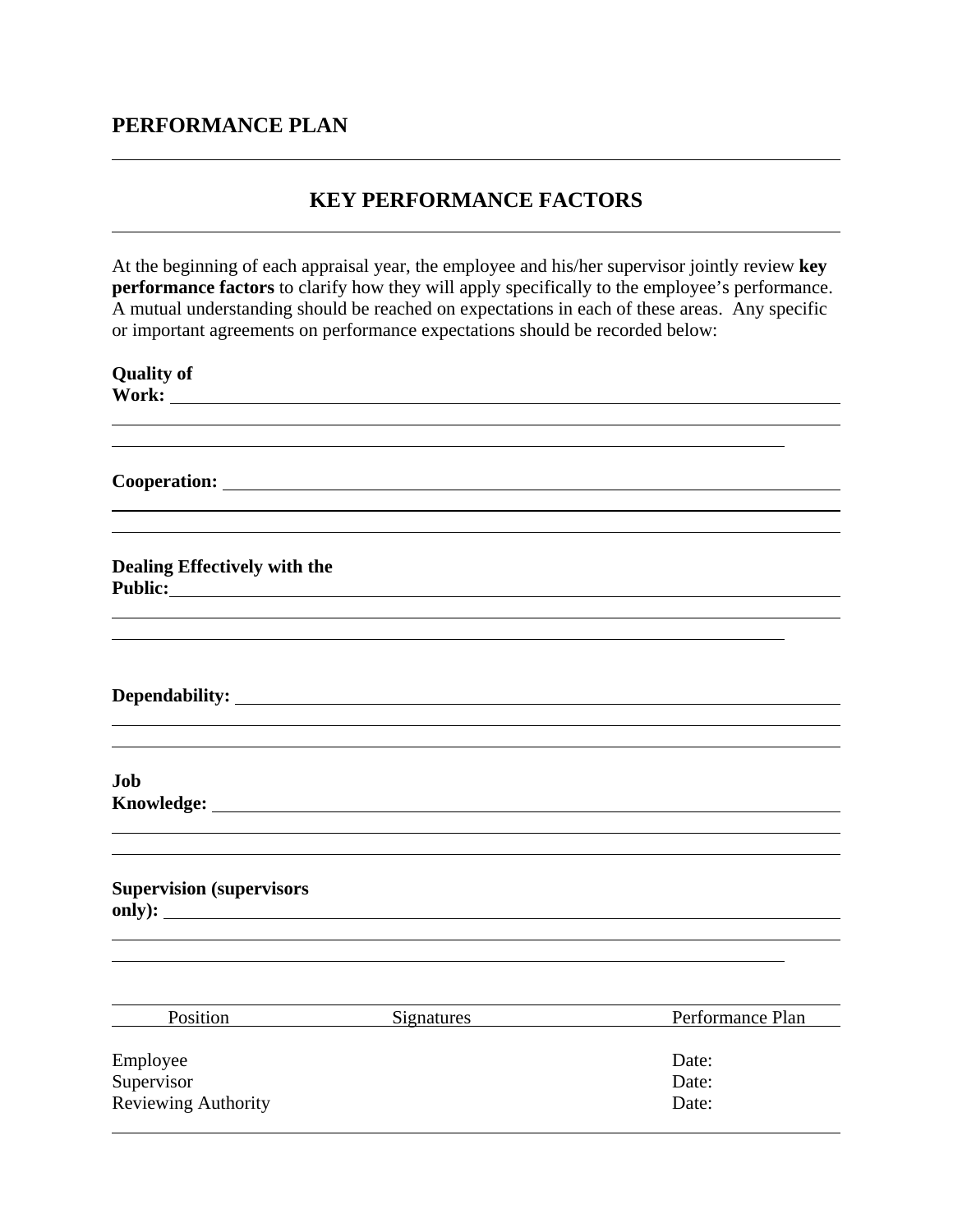# PERFORMANCE PLAN

## KEY PERFORMANCE FACTORS

At the beginning of each appraisal year, the employee and his/her supervisor jointly review **key performance factors** to clarify how they will apply specifically to the employee's performance. A mutual understanding should be reached on expectations in each of these areas. Any specific or important agreements on performance expectations should be recorded below:

**Quality of Work:** ______________________________________________

______________________________________________

______________________________________________

**Cooperation:** ______________________________________________

______________________________________________

______________________________________________

**Dealing Effectively with the Public:** ______________________________________________

______________________________________________

______________________________________________

**Dependability:** ______________________________________________

______________________________________________

______________________________________________

**Job Knowledge:** ______________________________________________

______________________________________________

______________________________________________

**Supervision (supervisors only):** ______________________________________________

______________________________________________

______________________________________________

| Position | Signatures | Performance Plan |
|---|---|---|
| Employee | | Date: |
| Supervisor | | Date: |
| Reviewing Authority | | Date: |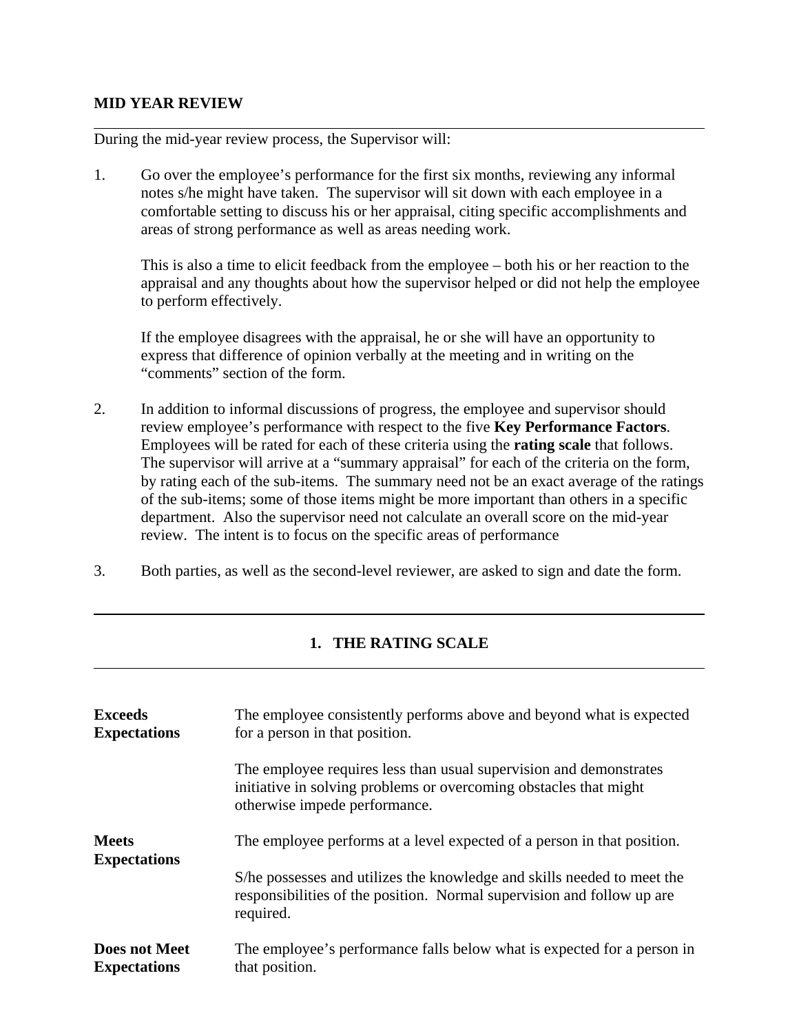**MID YEAR REVIEW**

During the mid-year review process, the Supervisor will:

1. Go over the employee's performance for the first six months, reviewing any informal notes s/he might have taken. The supervisor will sit down with each employee in a comfortable setting to discuss his or her appraisal, citing specific accomplishments and areas of strong performance as well as areas needing work.

   This is also a time to elicit feedback from the employee – both his or her reaction to the appraisal and any thoughts about how the supervisor helped or did not help the employee to perform effectively.

   If the employee disagrees with the appraisal, he or she will have an opportunity to express that difference of opinion verbally at the meeting and in writing on the "comments" section of the form.

2. In addition to informal discussions of progress, the employee and supervisor should review employee's performance with respect to the five **Key Performance Factors**. Employees will be rated for each of these criteria using the **rating scale** that follows. The supervisor will arrive at a "summary appraisal" for each of the criteria on the form, by rating each of the sub-items. The summary need not be an exact average of the ratings of the sub-items; some of those items might be more important than others in a specific department. Also the supervisor need not calculate an overall score on the mid-year review. The intent is to focus on the specific areas of performance

3. Both parties, as well as the second-level reviewer, are asked to sign and date the form.

## 1. THE RATING SCALE

**Exceeds Expectations**

The employee consistently performs above and beyond what is expected for a person in that position.

The employee requires less than usual supervision and demonstrates initiative in solving problems or overcoming obstacles that might otherwise impede performance.

**Meets Expectations**

The employee performs at a level expected of a person in that position.

S/he possesses and utilizes the knowledge and skills needed to meet the responsibilities of the position. Normal supervision and follow up are required.

**Does not Meet Expectations**

The employee's performance falls below what is expected for a person in that position.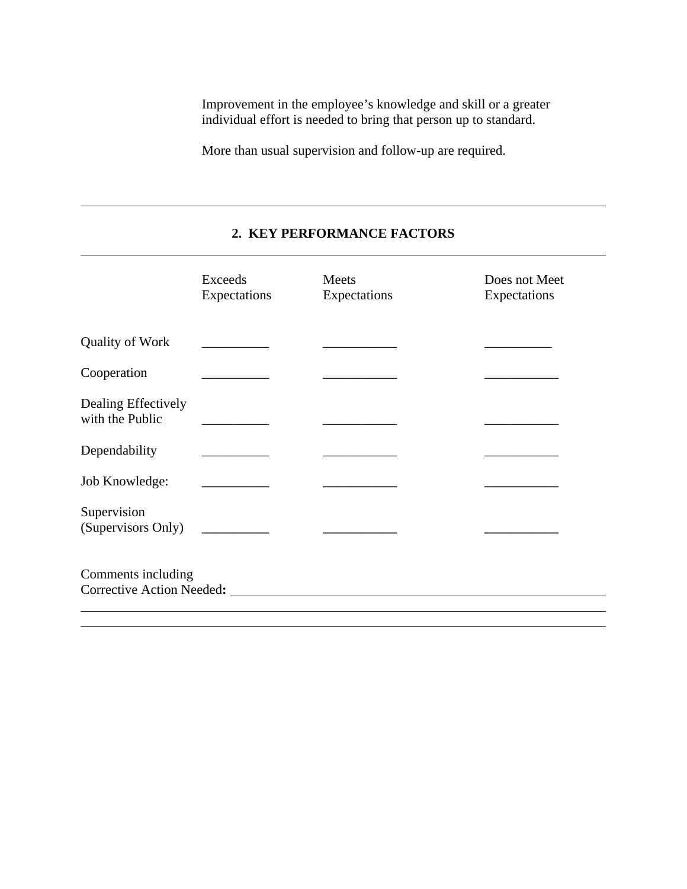Improvement in the employee's knowledge and skill or a greater individual effort is needed to bring that person up to standard.

More than usual supervision and follow-up are required.

---

## 2. KEY PERFORMANCE FACTORS

---

| | Exceeds Expectations | Meets Expectations | Does not Meet Expectations |
|---|---|---|---|
| Quality of Work | __________ | ___________ | __________ |
| Cooperation | __________ | ___________ | ___________ |
| Dealing Effectively with the Public | __________ | ___________ | ___________ |
| Dependability | __________ | ___________ | ___________ |
| Job Knowledge: | __________ | ___________ | ___________ |
| Supervision (Supervisors Only) | __________ | ___________ | ___________ |

Comments including Corrective Action Needed**:** ____________________________________________________________

______________________________________________________________________________

______________________________________________________________________________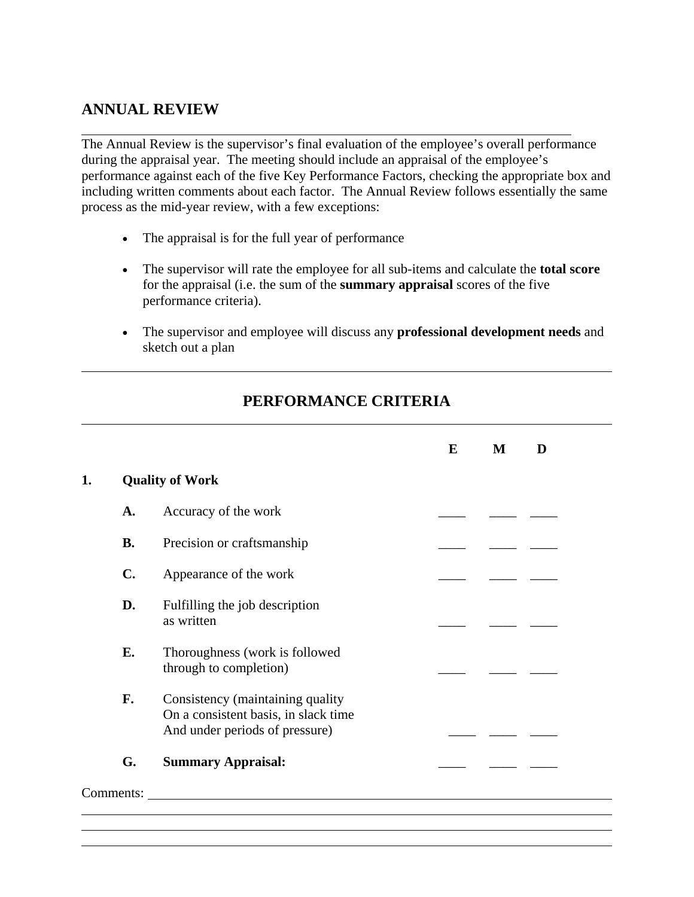## ANNUAL REVIEW

The Annual Review is the supervisor's final evaluation of the employee's overall performance during the appraisal year. The meeting should include an appraisal of the employee's performance against each of the five Key Performance Factors, checking the appropriate box and including written comments about each factor. The Annual Review follows essentially the same process as the mid-year review, with a few exceptions:

- The appraisal is for the full year of performance
- The supervisor will rate the employee for all sub-items and calculate the **total score** for the appraisal (i.e. the sum of the **summary appraisal** scores of the five performance criteria).
- The supervisor and employee will discuss any **professional development needs** and sketch out a plan

---

## PERFORMANCE CRITERIA

| | | | E | M | D |
|---|---|---|---|---|---|
| **1.** | **Quality of Work** | | | | |
| | **A.** | Accuracy of the work | ____ | ____ | ____ |
| | **B.** | Precision or craftsmanship | ____ | ____ | ____ |
| | **C.** | Appearance of the work | ____ | ____ | ____ |
| | **D.** | Fulfilling the job description as written | ____ | ____ | ____ |
| | **E.** | Thoroughness (work is followed through to completion) | ____ | ____ | ____ |
| | **F.** | Consistency (maintaining quality On a consistent basis, in slack time And under periods of pressure) | ____ | ____ | ____ |
| | **G.** | **Summary Appraisal:** | ____ | ____ | ____ |

Comments: ______________________________________________________________

______________________________________________________________________

______________________________________________________________________

______________________________________________________________________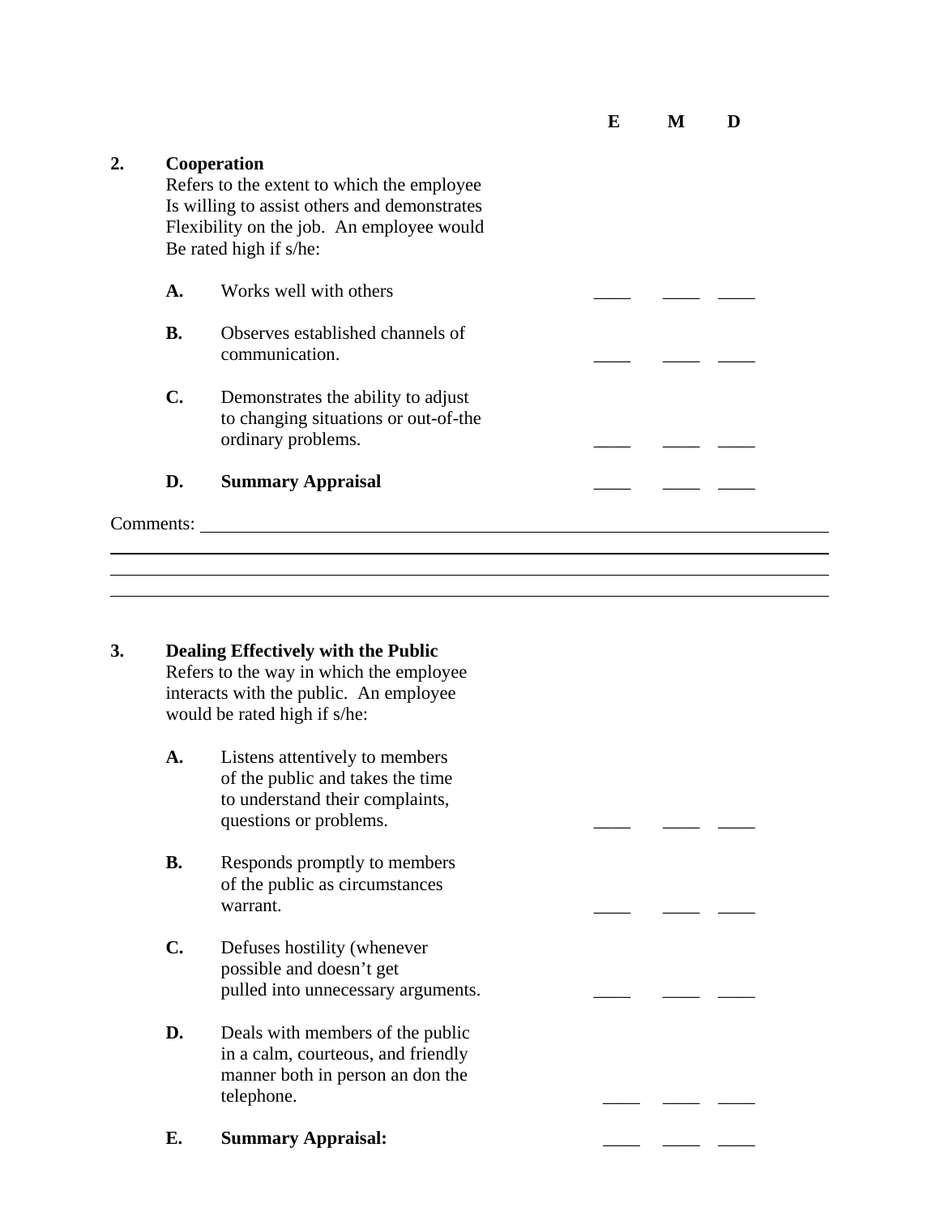| | | E | M | D |
|---|---|---|---|---|
| **2.** | **Cooperation**<br>Refers to the extent to which the employee Is willing to assist others and demonstrates Flexibility on the job. An employee would Be rated high if s/he: | | | |
| **A.** | Works well with others | ____ | ____ | ____ |
| **B.** | Observes established channels of communication. | ____ | ____ | ____ |
| **C.** | Demonstrates the ability to adjust to changing situations or out-of-the ordinary problems. | ____ | ____ | ____ |
| **D.** | **Summary Appraisal** | ____ | ____ | ____ |

Comments: ________________________________________________________________

________________________________________________________________

________________________________________________________________

________________________________________________________________

| | | E | M | D |
|---|---|---|---|---|
| **3.** | **Dealing Effectively with the Public**<br>Refers to the way in which the employee interacts with the public. An employee would be rated high if s/he: | | | |
| **A.** | Listens attentively to members of the public and takes the time to understand their complaints, questions or problems. | ____ | ____ | ____ |
| **B.** | Responds promptly to members of the public as circumstances warrant. | ____ | ____ | ____ |
| **C.** | Defuses hostility (whenever possible and doesn't get pulled into unnecessary arguments. | ____ | ____ | ____ |
| **D.** | Deals with members of the public in a calm, courteous, and friendly manner both in person an don the telephone. | ____ | ____ | ____ |
| **E.** | **Summary Appraisal:** | ____ | ____ | ____ |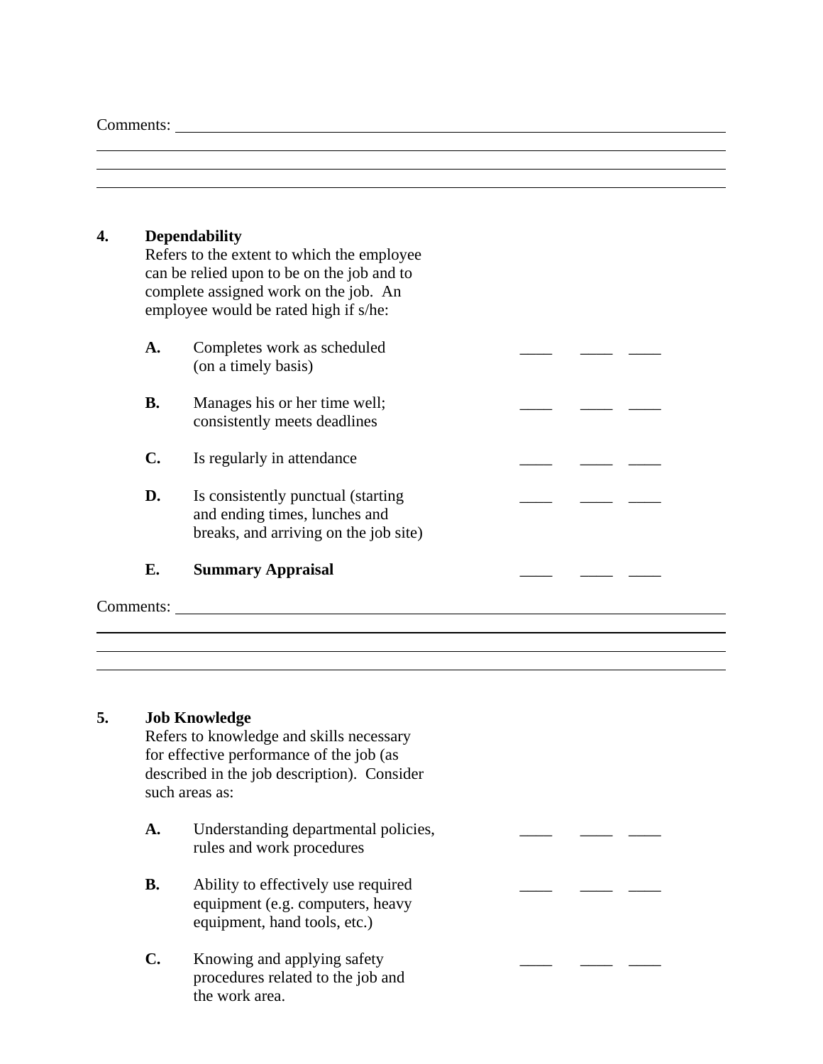Comments: ____________________________________________________________________________

______________________________________________________________________________________

______________________________________________________________________________________

______________________________________________________________________________________

**4. Dependability**

Refers to the extent to which the employee can be relied upon to be on the job and to complete assigned work on the job. An employee would be rated high if s/he:

**A.** Completes work as scheduled (on a timely basis) ____ ____ ____

**B.** Manages his or her time well; consistently meets deadlines ____ ____ ____

**C.** Is regularly in attendance ____ ____ ____

**D.** Is consistently punctual (starting and ending times, lunches and breaks, and arriving on the job site) ____ ____ ____

**E. Summary Appraisal** ____ ____ ____

Comments: ____________________________________________________________________________

______________________________________________________________________________________

______________________________________________________________________________________

______________________________________________________________________________________

**5. Job Knowledge**

Refers to knowledge and skills necessary for effective performance of the job (as described in the job description). Consider such areas as:

**A.** Understanding departmental policies, rules and work procedures ____ ____ ____

**B.** Ability to effectively use required equipment (e.g. computers, heavy equipment, hand tools, etc.) ____ ____ ____

**C.** Knowing and applying safety procedures related to the job and the work area. ____ ____ ____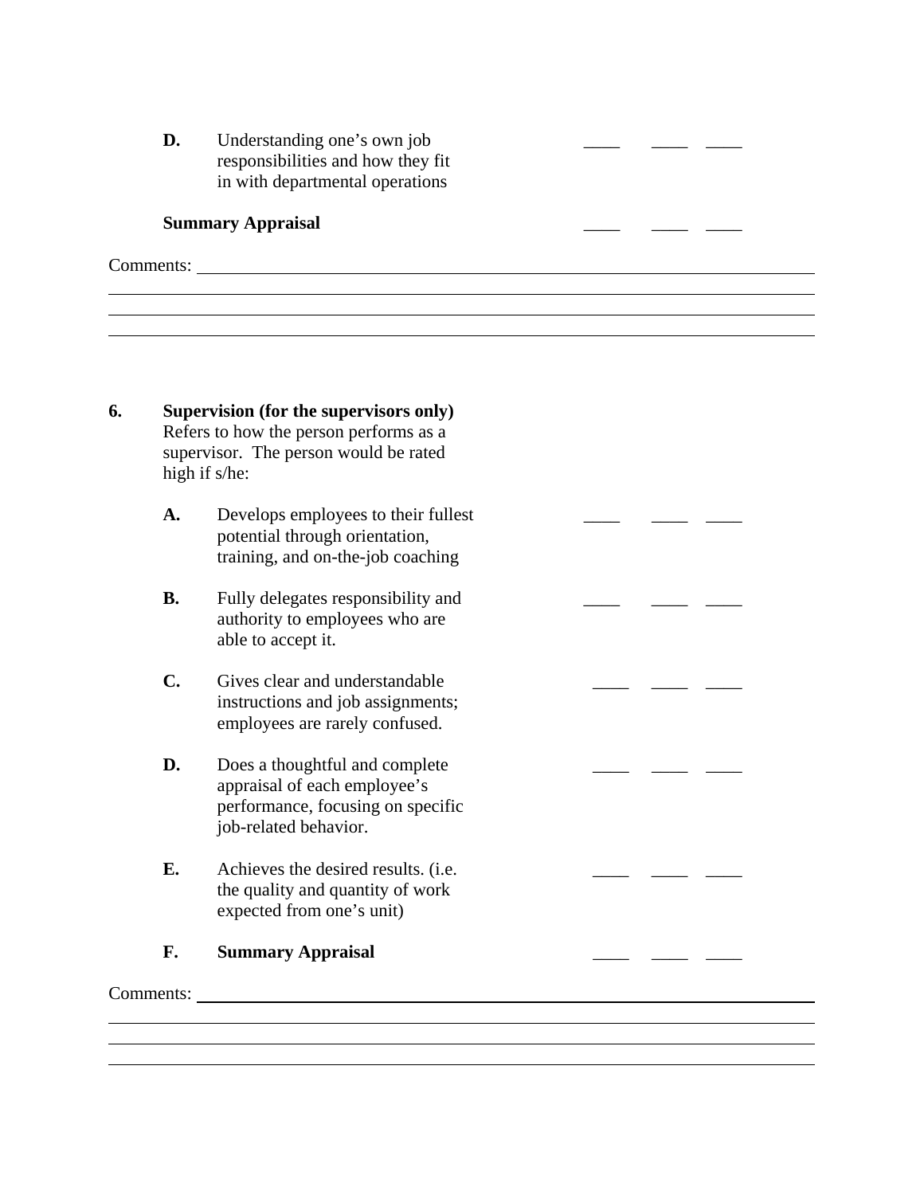**D.** Understanding one's own job responsibilities and how they fit in with departmental operations ____ ____ ____

**Summary Appraisal** ____ ____ ____

Comments: ____________________________________________________________________

______________________________________________________________________________

______________________________________________________________________________

______________________________________________________________________________

**6. Supervision (for the supervisors only)**
Refers to how the person performs as a supervisor. The person would be rated high if s/he:

**A.** Develops employees to their fullest potential through orientation, training, and on-the-job coaching ____ ____ ____

**B.** Fully delegates responsibility and authority to employees who are able to accept it. ____ ____ ____

**C.** Gives clear and understandable instructions and job assignments; employees are rarely confused. ____ ____ ____

**D.** Does a thoughtful and complete appraisal of each employee's performance, focusing on specific job-related behavior. ____ ____ ____

**E.** Achieves the desired results. (i.e. the quality and quantity of work expected from one's unit) ____ ____ ____

**F.** **Summary Appraisal** ____ ____ ____

Comments: ____________________________________________________________________

______________________________________________________________________________

______________________________________________________________________________

______________________________________________________________________________